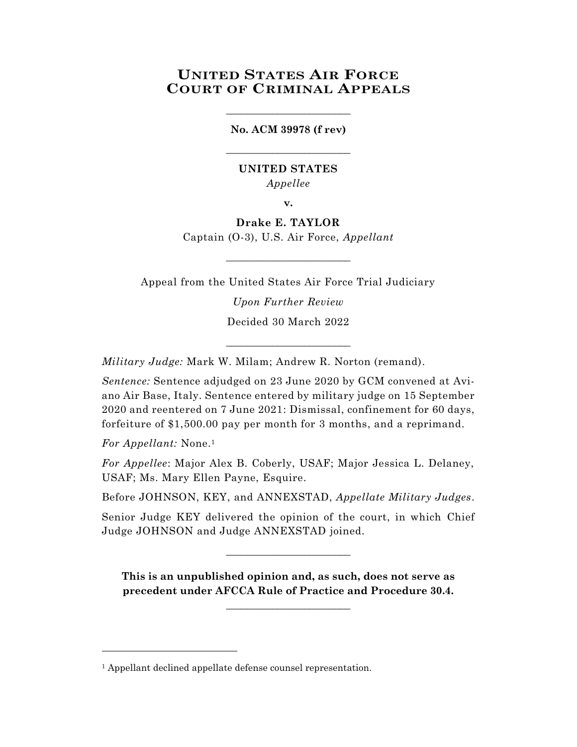# United States Air Force Court of Criminal Appeals

---

**No. ACM 39978 (f rev)**

---

**UNITED STATES**
*Appellee*

**v.**

**Drake E. TAYLOR**
Captain (O-3), U.S. Air Force, *Appellant*

---

Appeal from the United States Air Force Trial Judiciary

*Upon Further Review*

Decided 30 March 2022

---

*Military Judge:* Mark W. Milam; Andrew R. Norton (remand).

*Sentence:* Sentence adjudged on 23 June 2020 by GCM convened at Aviano Air Base, Italy. Sentence entered by military judge on 15 September 2020 and reentered on 7 June 2021: Dismissal, confinement for 60 days, forfeiture of $1,500.00 pay per month for 3 months, and a reprimand.

*For Appellant:* None.[1]

*For Appellee*: Major Alex B. Coberly, USAF; Major Jessica L. Delaney, USAF; Ms. Mary Ellen Payne, Esquire.

Before JOHNSON, KEY, and ANNEXSTAD, *Appellate Military Judges*.

Senior Judge KEY delivered the opinion of the court, in which Chief Judge JOHNSON and Judge ANNEXSTAD joined.

---

**This is an unpublished opinion and, as such, does not serve as precedent under AFCCA Rule of Practice and Procedure 30.4.**

---

[1] Appellant declined appellate defense counsel representation.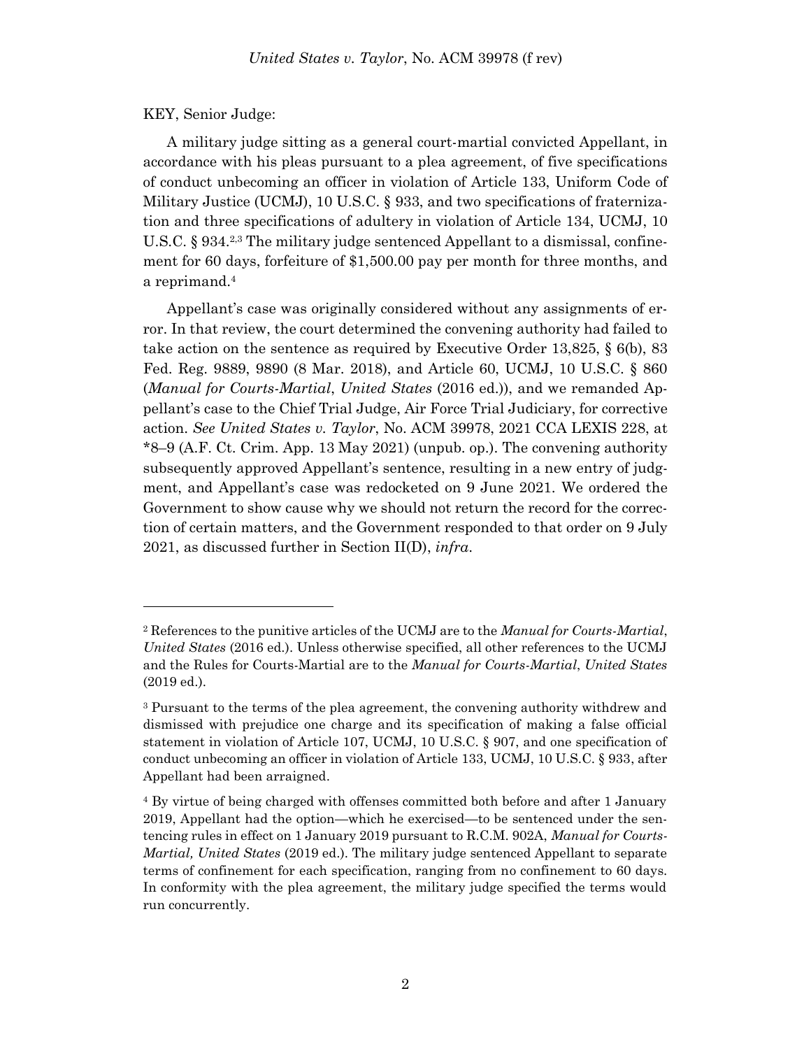KEY, Senior Judge:

A military judge sitting as a general court-martial convicted Appellant, in accordance with his pleas pursuant to a plea agreement, of five specifications of conduct unbecoming an officer in violation of Article 133, Uniform Code of Military Justice (UCMJ), 10 U.S.C. § 933, and two specifications of fraternization and three specifications of adultery in violation of Article 134, UCMJ, 10 U.S.C. § 934.[2,3] The military judge sentenced Appellant to a dismissal, confinement for 60 days, forfeiture of $1,500.00 pay per month for three months, and a reprimand.[4]

Appellant's case was originally considered without any assignments of error. In that review, the court determined the convening authority had failed to take action on the sentence as required by Executive Order 13,825, § 6(b), 83 Fed. Reg. 9889, 9890 (8 Mar. 2018), and Article 60, UCMJ, 10 U.S.C. § 860 (*Manual for Courts-Martial*, *United States* (2016 ed.)), and we remanded Appellant's case to the Chief Trial Judge, Air Force Trial Judiciary, for corrective action. *See United States v. Taylor*, No. ACM 39978, 2021 CCA LEXIS 228, at *8–9 (A.F. Ct. Crim. App. 13 May 2021) (unpub. op.). The convening authority subsequently approved Appellant's sentence, resulting in a new entry of judgment, and Appellant's case was redocketed on 9 June 2021. We ordered the Government to show cause why we should not return the record for the correction of certain matters, and the Government responded to that order on 9 July 2021, as discussed further in Section II(D), *infra*.

---

[2] References to the punitive articles of the UCMJ are to the *Manual for Courts-Martial*, *United States* (2016 ed.). Unless otherwise specified, all other references to the UCMJ and the Rules for Courts-Martial are to the *Manual for Courts-Martial*, *United States* (2019 ed.).

[3] Pursuant to the terms of the plea agreement, the convening authority withdrew and dismissed with prejudice one charge and its specification of making a false official statement in violation of Article 107, UCMJ, 10 U.S.C. § 907, and one specification of conduct unbecoming an officer in violation of Article 133, UCMJ, 10 U.S.C. § 933, after Appellant had been arraigned.

[4] By virtue of being charged with offenses committed both before and after 1 January 2019, Appellant had the option—which he exercised—to be sentenced under the sentencing rules in effect on 1 January 2019 pursuant to R.C.M. 902A, *Manual for Courts-Martial, United States* (2019 ed.). The military judge sentenced Appellant to separate terms of confinement for each specification, ranging from no confinement to 60 days. In conformity with the plea agreement, the military judge specified the terms would run concurrently.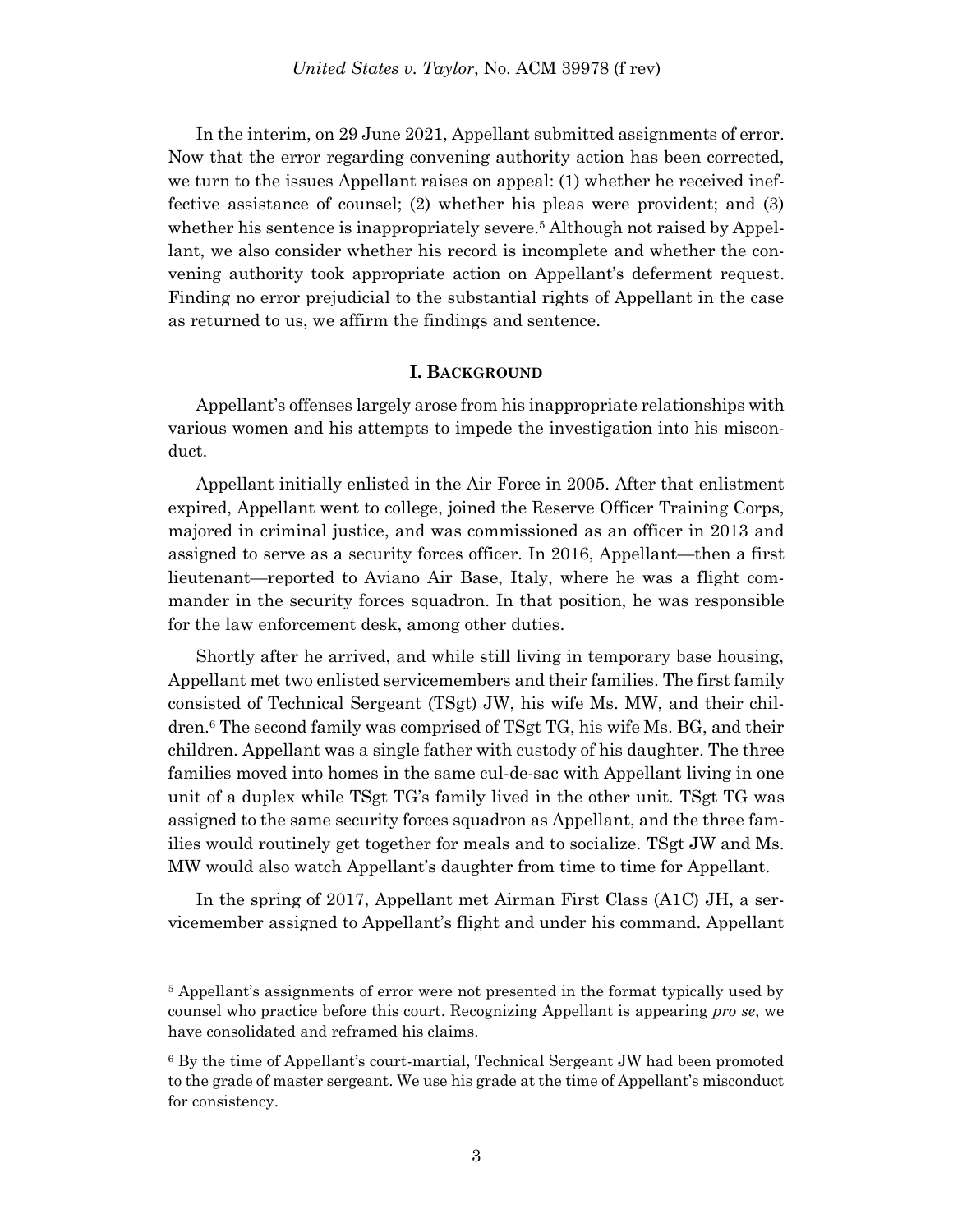In the interim, on 29 June 2021, Appellant submitted assignments of error. Now that the error regarding convening authority action has been corrected, we turn to the issues Appellant raises on appeal: (1) whether he received ineffective assistance of counsel; (2) whether his pleas were provident; and (3) whether his sentence is inappropriately severe.[5] Although not raised by Appellant, we also consider whether his record is incomplete and whether the convening authority took appropriate action on Appellant's deferment request. Finding no error prejudicial to the substantial rights of Appellant in the case as returned to us, we affirm the findings and sentence.

## I. BACKGROUND

Appellant's offenses largely arose from his inappropriate relationships with various women and his attempts to impede the investigation into his misconduct.

Appellant initially enlisted in the Air Force in 2005. After that enlistment expired, Appellant went to college, joined the Reserve Officer Training Corps, majored in criminal justice, and was commissioned as an officer in 2013 and assigned to serve as a security forces officer. In 2016, Appellant—then a first lieutenant—reported to Aviano Air Base, Italy, where he was a flight commander in the security forces squadron. In that position, he was responsible for the law enforcement desk, among other duties.

Shortly after he arrived, and while still living in temporary base housing, Appellant met two enlisted servicemembers and their families. The first family consisted of Technical Sergeant (TSgt) JW, his wife Ms. MW, and their children.[6] The second family was comprised of TSgt TG, his wife Ms. BG, and their children. Appellant was a single father with custody of his daughter. The three families moved into homes in the same cul-de-sac with Appellant living in one unit of a duplex while TSgt TG's family lived in the other unit. TSgt TG was assigned to the same security forces squadron as Appellant, and the three families would routinely get together for meals and to socialize. TSgt JW and Ms. MW would also watch Appellant's daughter from time to time for Appellant.

In the spring of 2017, Appellant met Airman First Class (A1C) JH, a servicemember assigned to Appellant's flight and under his command. Appellant

---

[5] Appellant's assignments of error were not presented in the format typically used by counsel who practice before this court. Recognizing Appellant is appearing *pro se*, we have consolidated and reframed his claims.

[6] By the time of Appellant's court-martial, Technical Sergeant JW had been promoted to the grade of master sergeant. We use his grade at the time of Appellant's misconduct for consistency.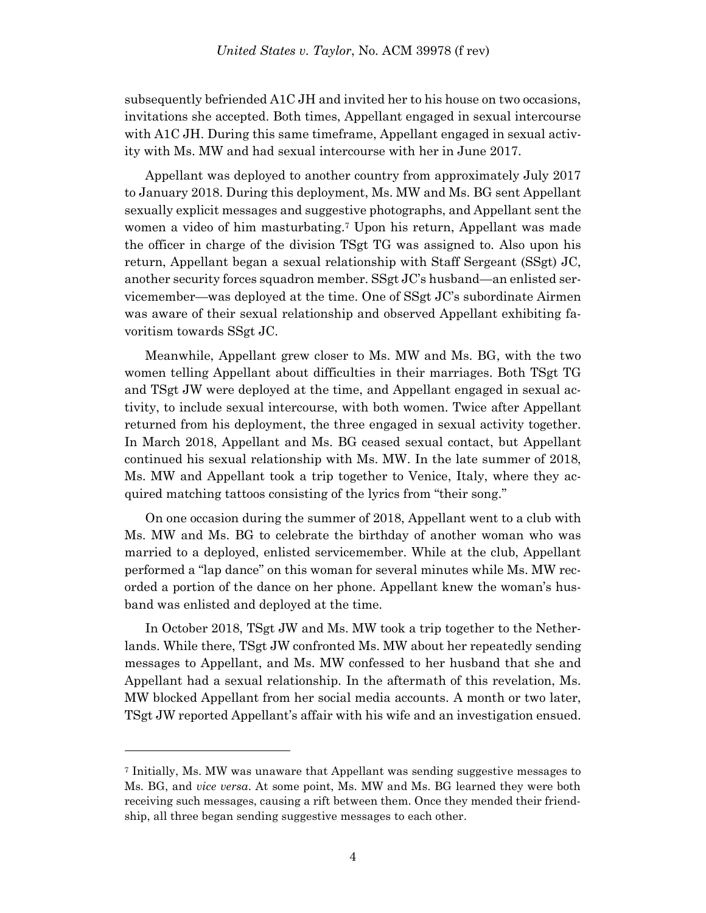subsequently befriended A1C JH and invited her to his house on two occasions, invitations she accepted. Both times, Appellant engaged in sexual intercourse with A1C JH. During this same timeframe, Appellant engaged in sexual activity with Ms. MW and had sexual intercourse with her in June 2017.

Appellant was deployed to another country from approximately July 2017 to January 2018. During this deployment, Ms. MW and Ms. BG sent Appellant sexually explicit messages and suggestive photographs, and Appellant sent the women a video of him masturbating.[7] Upon his return, Appellant was made the officer in charge of the division TSgt TG was assigned to. Also upon his return, Appellant began a sexual relationship with Staff Sergeant (SSgt) JC, another security forces squadron member. SSgt JC's husband—an enlisted servicemember—was deployed at the time. One of SSgt JC's subordinate Airmen was aware of their sexual relationship and observed Appellant exhibiting favoritism towards SSgt JC.

Meanwhile, Appellant grew closer to Ms. MW and Ms. BG, with the two women telling Appellant about difficulties in their marriages. Both TSgt TG and TSgt JW were deployed at the time, and Appellant engaged in sexual activity, to include sexual intercourse, with both women. Twice after Appellant returned from his deployment, the three engaged in sexual activity together. In March 2018, Appellant and Ms. BG ceased sexual contact, but Appellant continued his sexual relationship with Ms. MW. In the late summer of 2018, Ms. MW and Appellant took a trip together to Venice, Italy, where they acquired matching tattoos consisting of the lyrics from "their song."

On one occasion during the summer of 2018, Appellant went to a club with Ms. MW and Ms. BG to celebrate the birthday of another woman who was married to a deployed, enlisted servicemember. While at the club, Appellant performed a "lap dance" on this woman for several minutes while Ms. MW recorded a portion of the dance on her phone. Appellant knew the woman's husband was enlisted and deployed at the time.

In October 2018, TSgt JW and Ms. MW took a trip together to the Netherlands. While there, TSgt JW confronted Ms. MW about her repeatedly sending messages to Appellant, and Ms. MW confessed to her husband that she and Appellant had a sexual relationship. In the aftermath of this revelation, Ms. MW blocked Appellant from her social media accounts. A month or two later, TSgt JW reported Appellant's affair with his wife and an investigation ensued.

---

[7] Initially, Ms. MW was unaware that Appellant was sending suggestive messages to Ms. BG, and *vice versa*. At some point, Ms. MW and Ms. BG learned they were both receiving such messages, causing a rift between them. Once they mended their friendship, all three began sending suggestive messages to each other.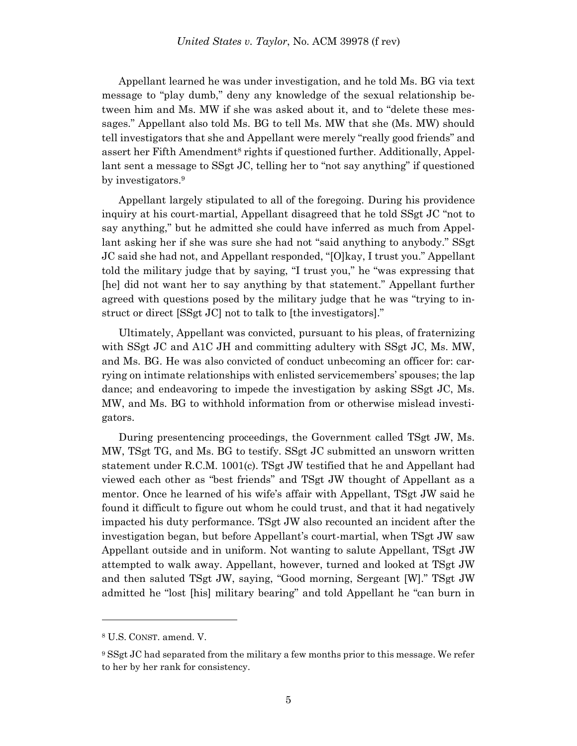Appellant learned he was under investigation, and he told Ms. BG via text message to "play dumb," deny any knowledge of the sexual relationship between him and Ms. MW if she was asked about it, and to "delete these messages." Appellant also told Ms. BG to tell Ms. MW that she (Ms. MW) should tell investigators that she and Appellant were merely "really good friends" and assert her Fifth Amendment[8] rights if questioned further. Additionally, Appellant sent a message to SSgt JC, telling her to "not say anything" if questioned by investigators.[9]

Appellant largely stipulated to all of the foregoing. During his providence inquiry at his court-martial, Appellant disagreed that he told SSgt JC "not to say anything," but he admitted she could have inferred as much from Appellant asking her if she was sure she had not "said anything to anybody." SSgt JC said she had not, and Appellant responded, "[O]kay, I trust you." Appellant told the military judge that by saying, "I trust you," he "was expressing that [he] did not want her to say anything by that statement." Appellant further agreed with questions posed by the military judge that he was "trying to instruct or direct [SSgt JC] not to talk to [the investigators]."

Ultimately, Appellant was convicted, pursuant to his pleas, of fraternizing with SSgt JC and A1C JH and committing adultery with SSgt JC, Ms. MW, and Ms. BG. He was also convicted of conduct unbecoming an officer for: carrying on intimate relationships with enlisted servicemembers' spouses; the lap dance; and endeavoring to impede the investigation by asking SSgt JC, Ms. MW, and Ms. BG to withhold information from or otherwise mislead investigators.

During presentencing proceedings, the Government called TSgt JW, Ms. MW, TSgt TG, and Ms. BG to testify. SSgt JC submitted an unsworn written statement under R.C.M. 1001(c). TSgt JW testified that he and Appellant had viewed each other as "best friends" and TSgt JW thought of Appellant as a mentor. Once he learned of his wife's affair with Appellant, TSgt JW said he found it difficult to figure out whom he could trust, and that it had negatively impacted his duty performance. TSgt JW also recounted an incident after the investigation began, but before Appellant's court-martial, when TSgt JW saw Appellant outside and in uniform. Not wanting to salute Appellant, TSgt JW attempted to walk away. Appellant, however, turned and looked at TSgt JW and then saluted TSgt JW, saying, "Good morning, Sergeant [W]." TSgt JW admitted he "lost [his] military bearing" and told Appellant he "can burn in

---

[8] U.S. CONST. amend. V.

[9] SSgt JC had separated from the military a few months prior to this message. We refer to her by her rank for consistency.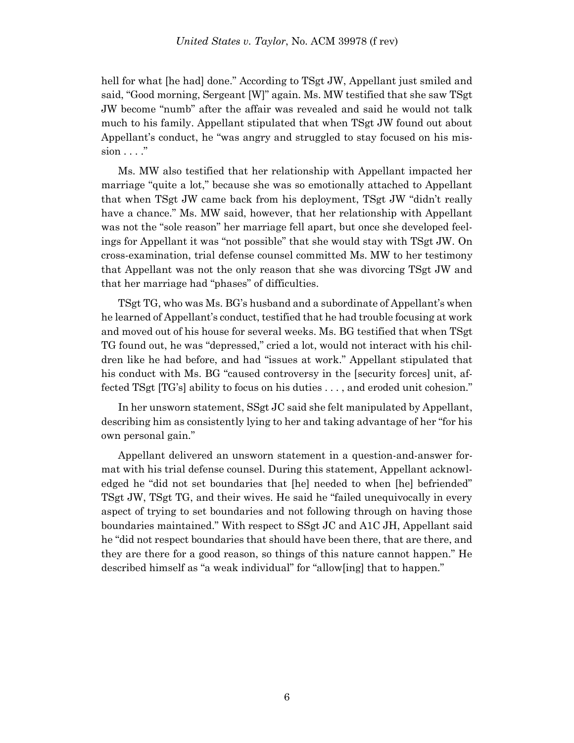hell for what [he had] done." According to TSgt JW, Appellant just smiled and said, "Good morning, Sergeant [W]" again. Ms. MW testified that she saw TSgt JW become "numb" after the affair was revealed and said he would not talk much to his family. Appellant stipulated that when TSgt JW found out about Appellant's conduct, he "was angry and struggled to stay focused on his mission . . . ."

Ms. MW also testified that her relationship with Appellant impacted her marriage "quite a lot," because she was so emotionally attached to Appellant that when TSgt JW came back from his deployment, TSgt JW "didn't really have a chance." Ms. MW said, however, that her relationship with Appellant was not the "sole reason" her marriage fell apart, but once she developed feelings for Appellant it was "not possible" that she would stay with TSgt JW. On cross-examination, trial defense counsel committed Ms. MW to her testimony that Appellant was not the only reason that she was divorcing TSgt JW and that her marriage had "phases" of difficulties.

TSgt TG, who was Ms. BG's husband and a subordinate of Appellant's when he learned of Appellant's conduct, testified that he had trouble focusing at work and moved out of his house for several weeks. Ms. BG testified that when TSgt TG found out, he was "depressed," cried a lot, would not interact with his children like he had before, and had "issues at work." Appellant stipulated that his conduct with Ms. BG "caused controversy in the [security forces] unit, affected TSgt [TG's] ability to focus on his duties . . . , and eroded unit cohesion."

In her unsworn statement, SSgt JC said she felt manipulated by Appellant, describing him as consistently lying to her and taking advantage of her "for his own personal gain."

Appellant delivered an unsworn statement in a question-and-answer format with his trial defense counsel. During this statement, Appellant acknowledged he "did not set boundaries that [he] needed to when [he] befriended" TSgt JW, TSgt TG, and their wives. He said he "failed unequivocally in every aspect of trying to set boundaries and not following through on having those boundaries maintained." With respect to SSgt JC and A1C JH, Appellant said he "did not respect boundaries that should have been there, that are there, and they are there for a good reason, so things of this nature cannot happen." He described himself as "a weak individual" for "allow[ing] that to happen."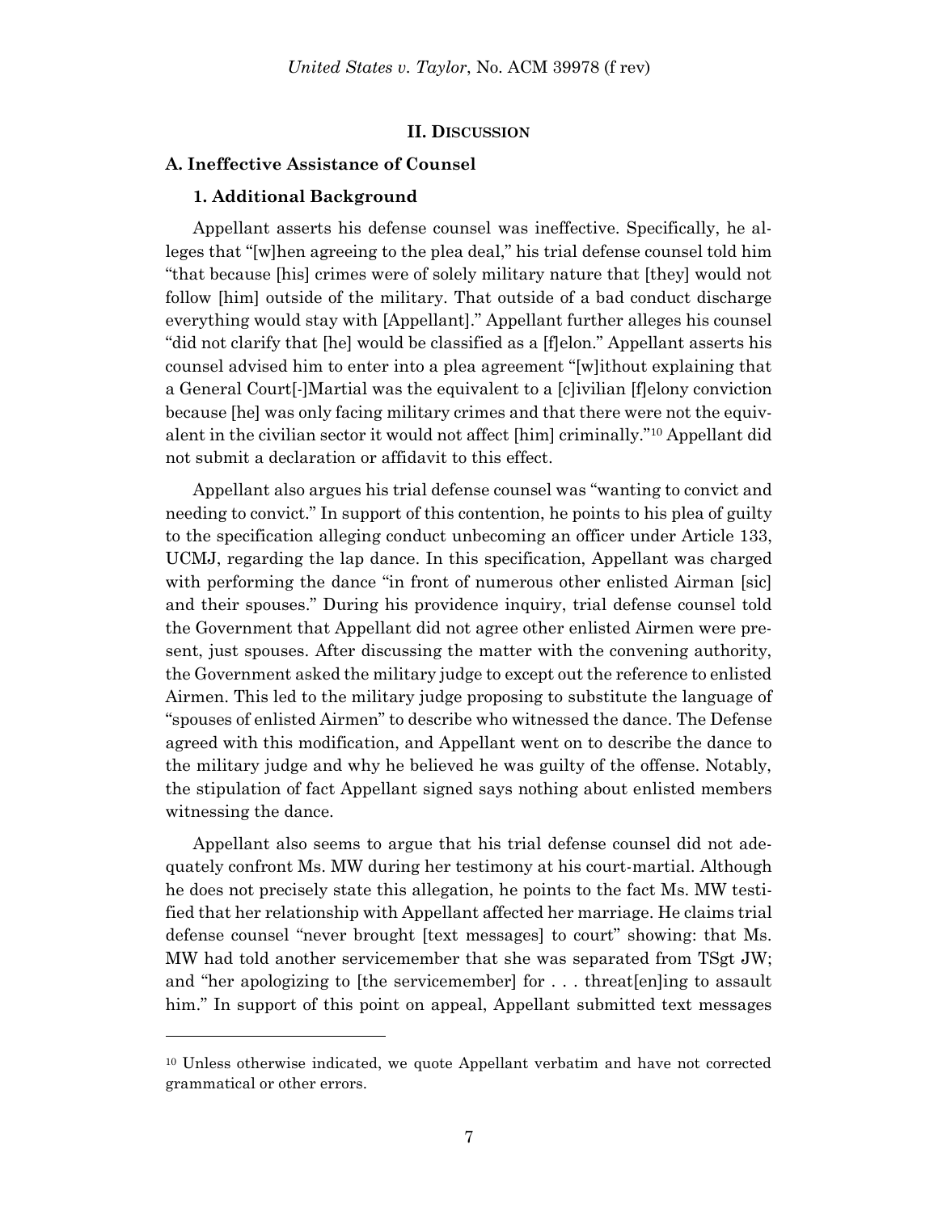## II. DISCUSSION

### A. Ineffective Assistance of Counsel

#### 1. Additional Background

Appellant asserts his defense counsel was ineffective. Specifically, he alleges that "[w]hen agreeing to the plea deal," his trial defense counsel told him "that because [his] crimes were of solely military nature that [they] would not follow [him] outside of the military. That outside of a bad conduct discharge everything would stay with [Appellant]." Appellant further alleges his counsel "did not clarify that [he] would be classified as a [f]elon." Appellant asserts his counsel advised him to enter into a plea agreement "[w]ithout explaining that a General Court[-]Martial was the equivalent to a [c]ivilian [f]elony conviction because [he] was only facing military crimes and that there were not the equivalent in the civilian sector it would not affect [him] criminally."[10] Appellant did not submit a declaration or affidavit to this effect.

Appellant also argues his trial defense counsel was "wanting to convict and needing to convict." In support of this contention, he points to his plea of guilty to the specification alleging conduct unbecoming an officer under Article 133, UCMJ, regarding the lap dance. In this specification, Appellant was charged with performing the dance "in front of numerous other enlisted Airman [sic] and their spouses." During his providence inquiry, trial defense counsel told the Government that Appellant did not agree other enlisted Airmen were present, just spouses. After discussing the matter with the convening authority, the Government asked the military judge to except out the reference to enlisted Airmen. This led to the military judge proposing to substitute the language of "spouses of enlisted Airmen" to describe who witnessed the dance. The Defense agreed with this modification, and Appellant went on to describe the dance to the military judge and why he believed he was guilty of the offense. Notably, the stipulation of fact Appellant signed says nothing about enlisted members witnessing the dance.

Appellant also seems to argue that his trial defense counsel did not adequately confront Ms. MW during her testimony at his court-martial. Although he does not precisely state this allegation, he points to the fact Ms. MW testified that her relationship with Appellant affected her marriage. He claims trial defense counsel "never brought [text messages] to court" showing: that Ms. MW had told another servicemember that she was separated from TSgt JW; and "her apologizing to [the servicemember] for . . . threat[en]ing to assault him." In support of this point on appeal, Appellant submitted text messages

[10] Unless otherwise indicated, we quote Appellant verbatim and have not corrected grammatical or other errors.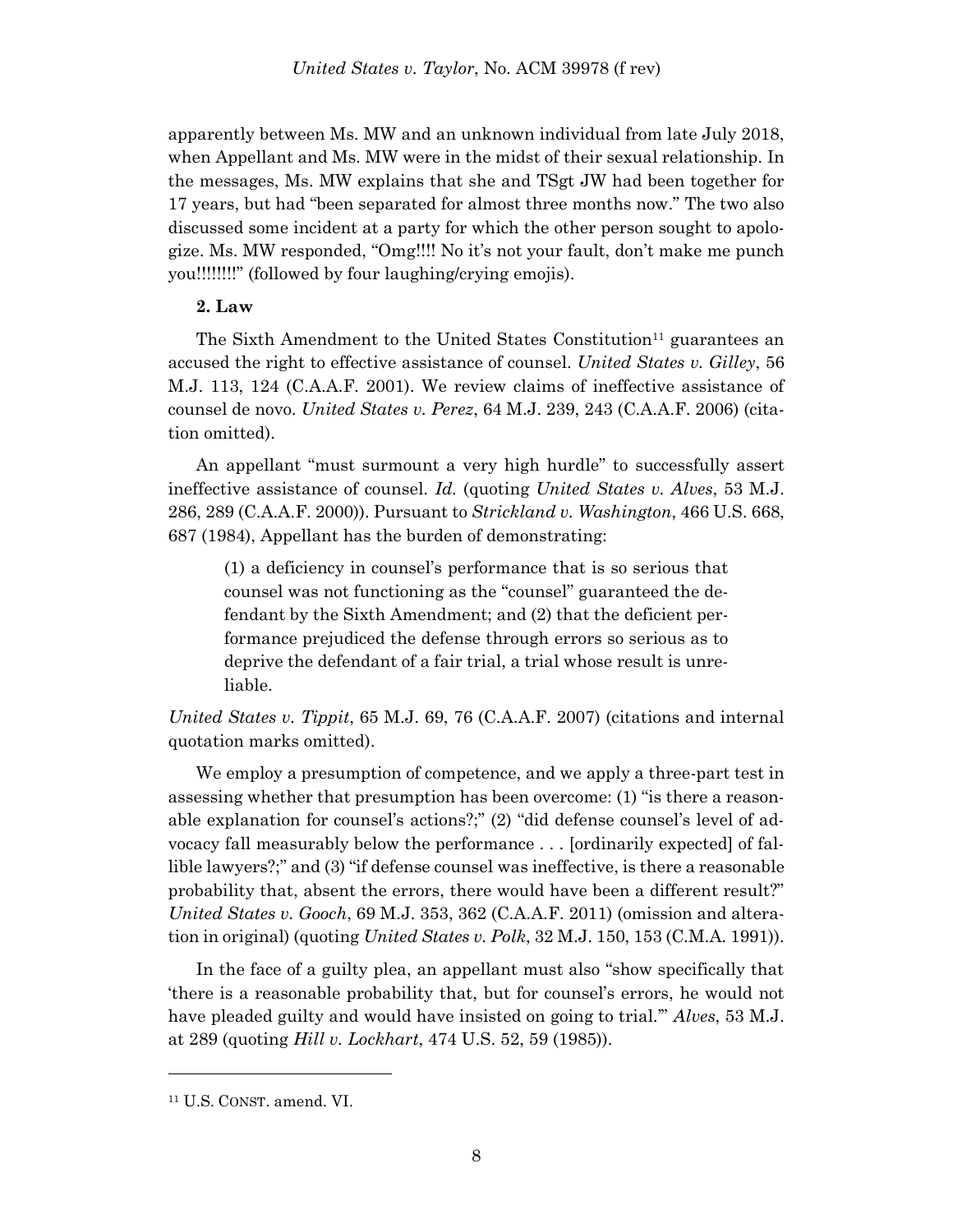apparently between Ms. MW and an unknown individual from late July 2018, when Appellant and Ms. MW were in the midst of their sexual relationship. In the messages, Ms. MW explains that she and TSgt JW had been together for 17 years, but had "been separated for almost three months now." The two also discussed some incident at a party for which the other person sought to apologize. Ms. MW responded, "Omg!!!! No it's not your fault, don't make me punch you!!!!!!!!" (followed by four laughing/crying emojis).

**2. Law**

The Sixth Amendment to the United States Constitution[11] guarantees an accused the right to effective assistance of counsel. *United States v. Gilley*, 56 M.J. 113, 124 (C.A.A.F. 2001). We review claims of ineffective assistance of counsel de novo. *United States v. Perez*, 64 M.J. 239, 243 (C.A.A.F. 2006) (citation omitted).

An appellant "must surmount a very high hurdle" to successfully assert ineffective assistance of counsel. *Id.* (quoting *United States v. Alves*, 53 M.J. 286, 289 (C.A.A.F. 2000)). Pursuant to *Strickland v. Washington*, 466 U.S. 668, 687 (1984), Appellant has the burden of demonstrating:

> (1) a deficiency in counsel's performance that is so serious that counsel was not functioning as the "counsel" guaranteed the defendant by the Sixth Amendment; and (2) that the deficient performance prejudiced the defense through errors so serious as to deprive the defendant of a fair trial, a trial whose result is unreliable.

*United States v. Tippit*, 65 M.J. 69, 76 (C.A.A.F. 2007) (citations and internal quotation marks omitted).

We employ a presumption of competence, and we apply a three-part test in assessing whether that presumption has been overcome: (1) "is there a reasonable explanation for counsel's actions?;" (2) "did defense counsel's level of advocacy fall measurably below the performance . . . [ordinarily expected] of fallible lawyers?;" and (3) "if defense counsel was ineffective, is there a reasonable probability that, absent the errors, there would have been a different result?" *United States v. Gooch*, 69 M.J. 353, 362 (C.A.A.F. 2011) (omission and alteration in original) (quoting *United States v. Polk*, 32 M.J. 150, 153 (C.M.A. 1991)).

In the face of a guilty plea, an appellant must also "show specifically that 'there is a reasonable probability that, but for counsel's errors, he would not have pleaded guilty and would have insisted on going to trial.'" *Alves*, 53 M.J. at 289 (quoting *Hill v. Lockhart*, 474 U.S. 52, 59 (1985)).

---

[11] U.S. CONST. amend. VI.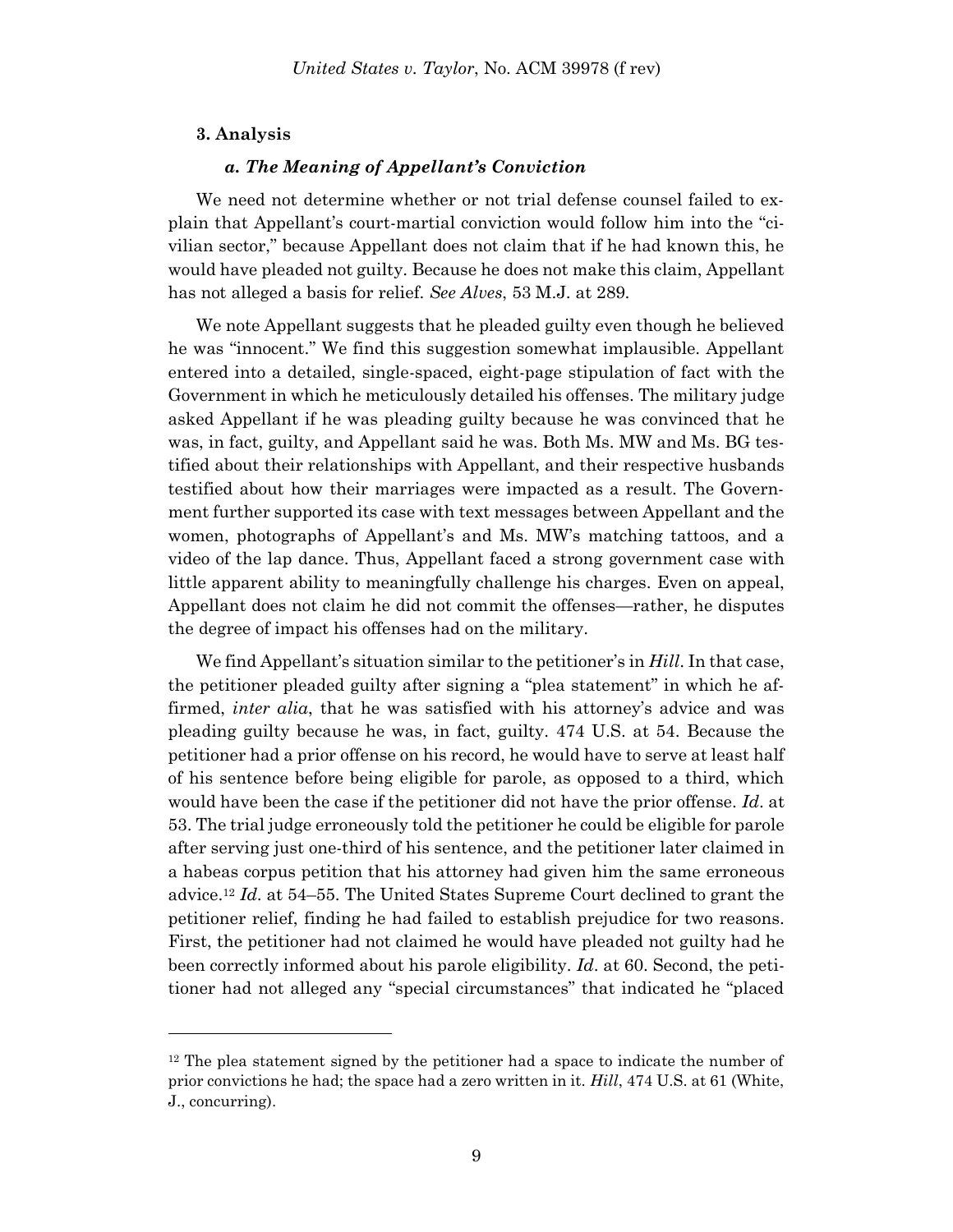### 3. Analysis

#### *a. The Meaning of Appellant's Conviction*

We need not determine whether or not trial defense counsel failed to explain that Appellant's court-martial conviction would follow him into the "civilian sector," because Appellant does not claim that if he had known this, he would have pleaded not guilty. Because he does not make this claim, Appellant has not alleged a basis for relief. *See Alves*, 53 M.J. at 289.

We note Appellant suggests that he pleaded guilty even though he believed he was "innocent." We find this suggestion somewhat implausible. Appellant entered into a detailed, single-spaced, eight-page stipulation of fact with the Government in which he meticulously detailed his offenses. The military judge asked Appellant if he was pleading guilty because he was convinced that he was, in fact, guilty, and Appellant said he was. Both Ms. MW and Ms. BG testified about their relationships with Appellant, and their respective husbands testified about how their marriages were impacted as a result. The Government further supported its case with text messages between Appellant and the women, photographs of Appellant's and Ms. MW's matching tattoos, and a video of the lap dance. Thus, Appellant faced a strong government case with little apparent ability to meaningfully challenge his charges. Even on appeal, Appellant does not claim he did not commit the offenses—rather, he disputes the degree of impact his offenses had on the military.

We find Appellant's situation similar to the petitioner's in *Hill*. In that case, the petitioner pleaded guilty after signing a "plea statement" in which he affirmed, *inter alia*, that he was satisfied with his attorney's advice and was pleading guilty because he was, in fact, guilty. 474 U.S. at 54. Because the petitioner had a prior offense on his record, he would have to serve at least half of his sentence before being eligible for parole, as opposed to a third, which would have been the case if the petitioner did not have the prior offense. *Id*. at 53. The trial judge erroneously told the petitioner he could be eligible for parole after serving just one-third of his sentence, and the petitioner later claimed in a habeas corpus petition that his attorney had given him the same erroneous advice.[12] *Id*. at 54–55. The United States Supreme Court declined to grant the petitioner relief, finding he had failed to establish prejudice for two reasons. First, the petitioner had not claimed he would have pleaded not guilty had he been correctly informed about his parole eligibility. *Id*. at 60. Second, the petitioner had not alleged any "special circumstances" that indicated he "placed

---

[12] The plea statement signed by the petitioner had a space to indicate the number of prior convictions he had; the space had a zero written in it. *Hill*, 474 U.S. at 61 (White, J., concurring).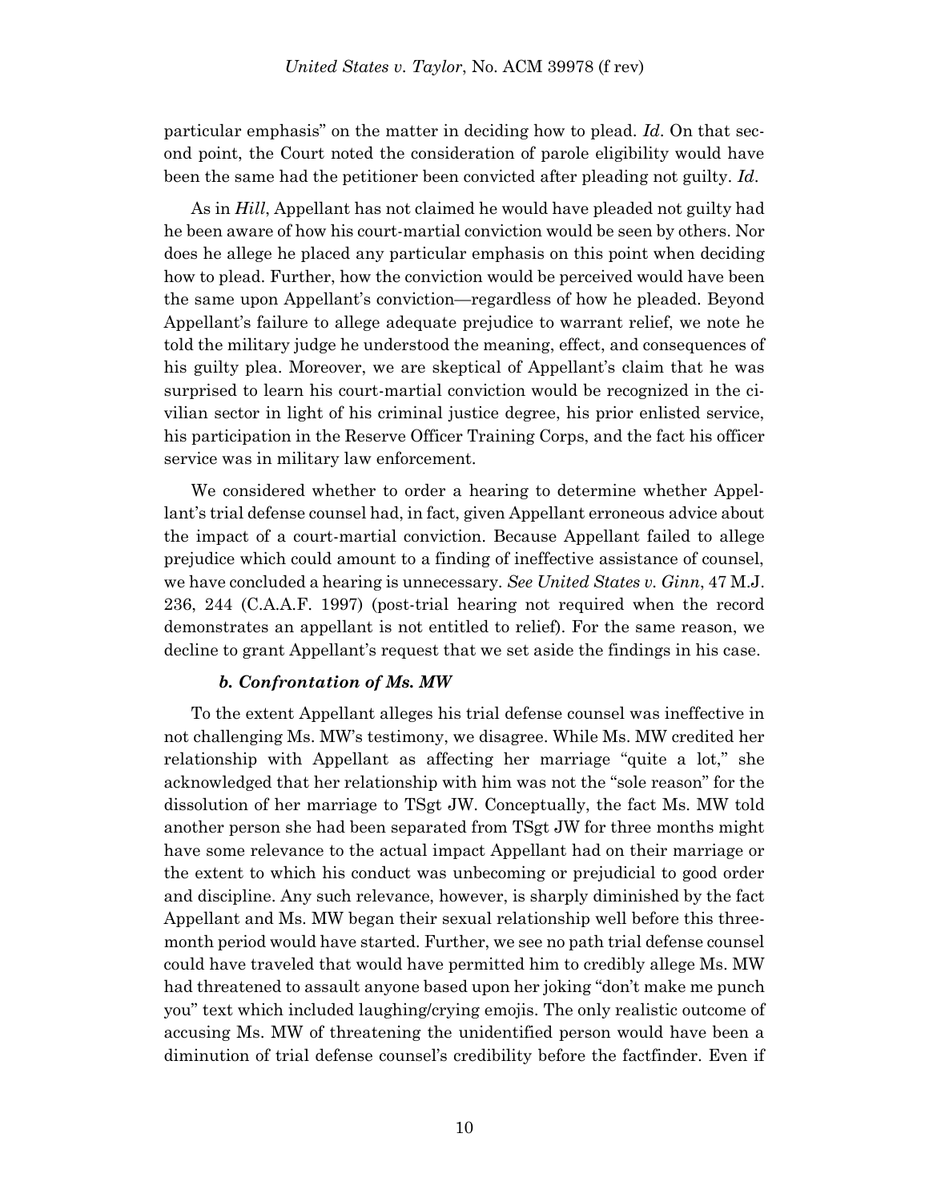particular emphasis" on the matter in deciding how to plead. *Id*. On that second point, the Court noted the consideration of parole eligibility would have been the same had the petitioner been convicted after pleading not guilty. *Id*.

As in *Hill*, Appellant has not claimed he would have pleaded not guilty had he been aware of how his court-martial conviction would be seen by others. Nor does he allege he placed any particular emphasis on this point when deciding how to plead. Further, how the conviction would be perceived would have been the same upon Appellant's conviction—regardless of how he pleaded. Beyond Appellant's failure to allege adequate prejudice to warrant relief, we note he told the military judge he understood the meaning, effect, and consequences of his guilty plea. Moreover, we are skeptical of Appellant's claim that he was surprised to learn his court-martial conviction would be recognized in the civilian sector in light of his criminal justice degree, his prior enlisted service, his participation in the Reserve Officer Training Corps, and the fact his officer service was in military law enforcement.

We considered whether to order a hearing to determine whether Appellant's trial defense counsel had, in fact, given Appellant erroneous advice about the impact of a court-martial conviction. Because Appellant failed to allege prejudice which could amount to a finding of ineffective assistance of counsel, we have concluded a hearing is unnecessary. *See United States v. Ginn*, 47 M.J. 236, 244 (C.A.A.F. 1997) (post-trial hearing not required when the record demonstrates an appellant is not entitled to relief). For the same reason, we decline to grant Appellant's request that we set aside the findings in his case.

#### *b. Confrontation of Ms. MW*

To the extent Appellant alleges his trial defense counsel was ineffective in not challenging Ms. MW's testimony, we disagree. While Ms. MW credited her relationship with Appellant as affecting her marriage "quite a lot," she acknowledged that her relationship with him was not the "sole reason" for the dissolution of her marriage to TSgt JW. Conceptually, the fact Ms. MW told another person she had been separated from TSgt JW for three months might have some relevance to the actual impact Appellant had on their marriage or the extent to which his conduct was unbecoming or prejudicial to good order and discipline. Any such relevance, however, is sharply diminished by the fact Appellant and Ms. MW began their sexual relationship well before this three-month period would have started. Further, we see no path trial defense counsel could have traveled that would have permitted him to credibly allege Ms. MW had threatened to assault anyone based upon her joking "don't make me punch you" text which included laughing/crying emojis. The only realistic outcome of accusing Ms. MW of threatening the unidentified person would have been a diminution of trial defense counsel's credibility before the factfinder. Even if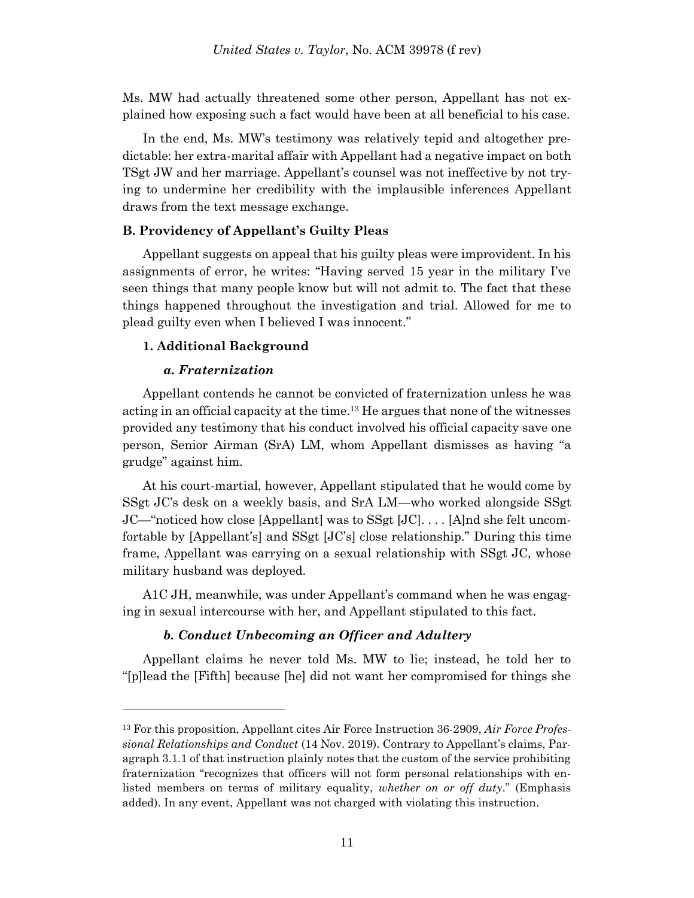Ms. MW had actually threatened some other person, Appellant has not explained how exposing such a fact would have been at all beneficial to his case.

In the end, Ms. MW's testimony was relatively tepid and altogether predictable: her extra-marital affair with Appellant had a negative impact on both TSgt JW and her marriage. Appellant's counsel was not ineffective by not trying to undermine her credibility with the implausible inferences Appellant draws from the text message exchange.

### B. Providency of Appellant's Guilty Pleas

Appellant suggests on appeal that his guilty pleas were improvident. In his assignments of error, he writes: "Having served 15 year in the military I've seen things that many people know but will not admit to. The fact that these things happened throughout the investigation and trial. Allowed for me to plead guilty even when I believed I was innocent."

#### 1. Additional Background

##### *a. Fraternization*

Appellant contends he cannot be convicted of fraternization unless he was acting in an official capacity at the time.[13] He argues that none of the witnesses provided any testimony that his conduct involved his official capacity save one person, Senior Airman (SrA) LM, whom Appellant dismisses as having "a grudge" against him.

At his court-martial, however, Appellant stipulated that he would come by SSgt JC's desk on a weekly basis, and SrA LM—who worked alongside SSgt JC—"noticed how close [Appellant] was to SSgt [JC]. . . . [A]nd she felt uncomfortable by [Appellant's] and SSgt [JC's] close relationship." During this time frame, Appellant was carrying on a sexual relationship with SSgt JC, whose military husband was deployed.

A1C JH, meanwhile, was under Appellant's command when he was engaging in sexual intercourse with her, and Appellant stipulated to this fact.

##### *b. Conduct Unbecoming an Officer and Adultery*

Appellant claims he never told Ms. MW to lie; instead, he told her to "[p]lead the [Fifth] because [he] did not want her compromised for things she

---

[13] For this proposition, Appellant cites Air Force Instruction 36-2909, *Air Force Professional Relationships and Conduct* (14 Nov. 2019). Contrary to Appellant's claims, Paragraph 3.1.1 of that instruction plainly notes that the custom of the service prohibiting fraternization "recognizes that officers will not form personal relationships with enlisted members on terms of military equality, *whether on or off duty*." (Emphasis added). In any event, Appellant was not charged with violating this instruction.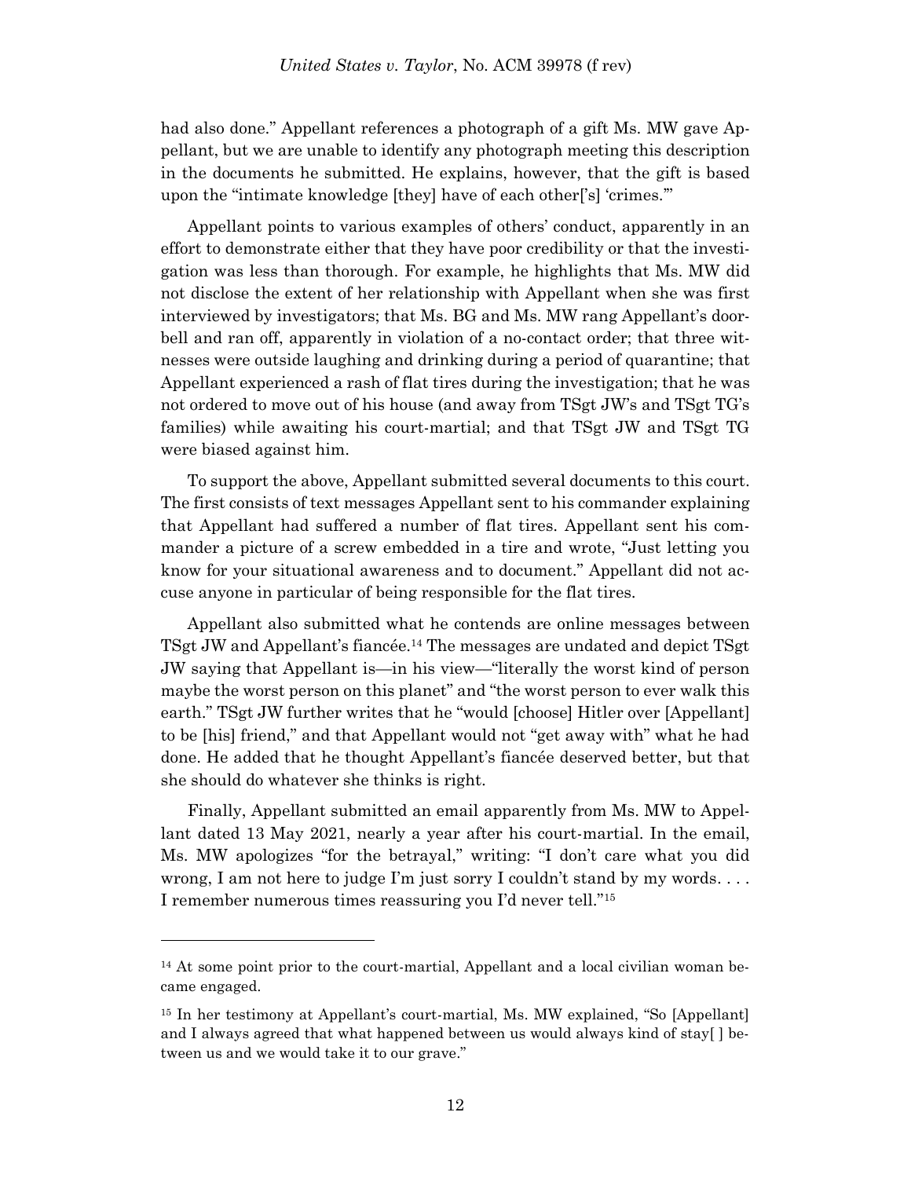had also done." Appellant references a photograph of a gift Ms. MW gave Appellant, but we are unable to identify any photograph meeting this description in the documents he submitted. He explains, however, that the gift is based upon the "intimate knowledge [they] have of each other['s] 'crimes.'"

Appellant points to various examples of others' conduct, apparently in an effort to demonstrate either that they have poor credibility or that the investigation was less than thorough. For example, he highlights that Ms. MW did not disclose the extent of her relationship with Appellant when she was first interviewed by investigators; that Ms. BG and Ms. MW rang Appellant's doorbell and ran off, apparently in violation of a no-contact order; that three witnesses were outside laughing and drinking during a period of quarantine; that Appellant experienced a rash of flat tires during the investigation; that he was not ordered to move out of his house (and away from TSgt JW's and TSgt TG's families) while awaiting his court-martial; and that TSgt JW and TSgt TG were biased against him.

To support the above, Appellant submitted several documents to this court. The first consists of text messages Appellant sent to his commander explaining that Appellant had suffered a number of flat tires. Appellant sent his commander a picture of a screw embedded in a tire and wrote, "Just letting you know for your situational awareness and to document." Appellant did not accuse anyone in particular of being responsible for the flat tires.

Appellant also submitted what he contends are online messages between TSgt JW and Appellant's fiancée.[14] The messages are undated and depict TSgt JW saying that Appellant is—in his view—"literally the worst kind of person maybe the worst person on this planet" and "the worst person to ever walk this earth." TSgt JW further writes that he "would [choose] Hitler over [Appellant] to be [his] friend," and that Appellant would not "get away with" what he had done. He added that he thought Appellant's fiancée deserved better, but that she should do whatever she thinks is right.

Finally, Appellant submitted an email apparently from Ms. MW to Appellant dated 13 May 2021, nearly a year after his court-martial. In the email, Ms. MW apologizes "for the betrayal," writing: "I don't care what you did wrong, I am not here to judge I'm just sorry I couldn't stand by my words. . . . I remember numerous times reassuring you I'd never tell."[15]

---

[14] At some point prior to the court-martial, Appellant and a local civilian woman became engaged.

[15] In her testimony at Appellant's court-martial, Ms. MW explained, "So [Appellant] and I always agreed that what happened between us would always kind of stay[ ] between us and we would take it to our grave."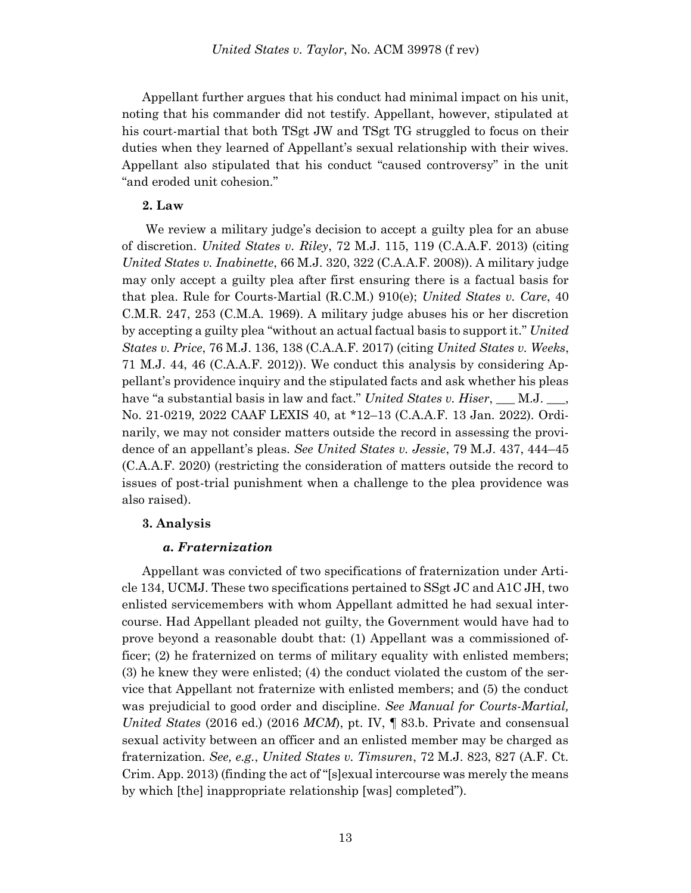Appellant further argues that his conduct had minimal impact on his unit, noting that his commander did not testify. Appellant, however, stipulated at his court-martial that both TSgt JW and TSgt TG struggled to focus on their duties when they learned of Appellant's sexual relationship with their wives. Appellant also stipulated that his conduct "caused controversy" in the unit "and eroded unit cohesion."

**2. Law**

We review a military judge's decision to accept a guilty plea for an abuse of discretion. *United States v. Riley*, 72 M.J. 115, 119 (C.A.A.F. 2013) (citing *United States v. Inabinette*, 66 M.J. 320, 322 (C.A.A.F. 2008)). A military judge may only accept a guilty plea after first ensuring there is a factual basis for that plea. Rule for Courts-Martial (R.C.M.) 910(e); *United States v. Care*, 40 C.M.R. 247, 253 (C.M.A. 1969). A military judge abuses his or her discretion by accepting a guilty plea "without an actual factual basis to support it." *United States v. Price*, 76 M.J. 136, 138 (C.A.A.F. 2017) (citing *United States v. Weeks*, 71 M.J. 44, 46 (C.A.A.F. 2012)). We conduct this analysis by considering Appellant's providence inquiry and the stipulated facts and ask whether his pleas have "a substantial basis in law and fact." *United States v. Hiser*, ___ M.J. ___, No. 21-0219, 2022 CAAF LEXIS 40, at *12–13 (C.A.A.F. 13 Jan. 2022). Ordinarily, we may not consider matters outside the record in assessing the providence of an appellant's pleas. *See United States v. Jessie*, 79 M.J. 437, 444–45 (C.A.A.F. 2020) (restricting the consideration of matters outside the record to issues of post-trial punishment when a challenge to the plea providence was also raised).

**3. Analysis**

***a. Fraternization***

Appellant was convicted of two specifications of fraternization under Article 134, UCMJ. These two specifications pertained to SSgt JC and A1C JH, two enlisted servicemembers with whom Appellant admitted he had sexual intercourse. Had Appellant pleaded not guilty, the Government would have had to prove beyond a reasonable doubt that: (1) Appellant was a commissioned officer; (2) he fraternized on terms of military equality with enlisted members; (3) he knew they were enlisted; (4) the conduct violated the custom of the service that Appellant not fraternize with enlisted members; and (5) the conduct was prejudicial to good order and discipline. *See Manual for Courts-Martial, United States* (2016 ed.) (2016 *MCM*), pt. IV, ¶ 83.b. Private and consensual sexual activity between an officer and an enlisted member may be charged as fraternization. *See, e.g.*, *United States v. Timsuren*, 72 M.J. 823, 827 (A.F. Ct. Crim. App. 2013) (finding the act of "[s]exual intercourse was merely the means by which [the] inappropriate relationship [was] completed").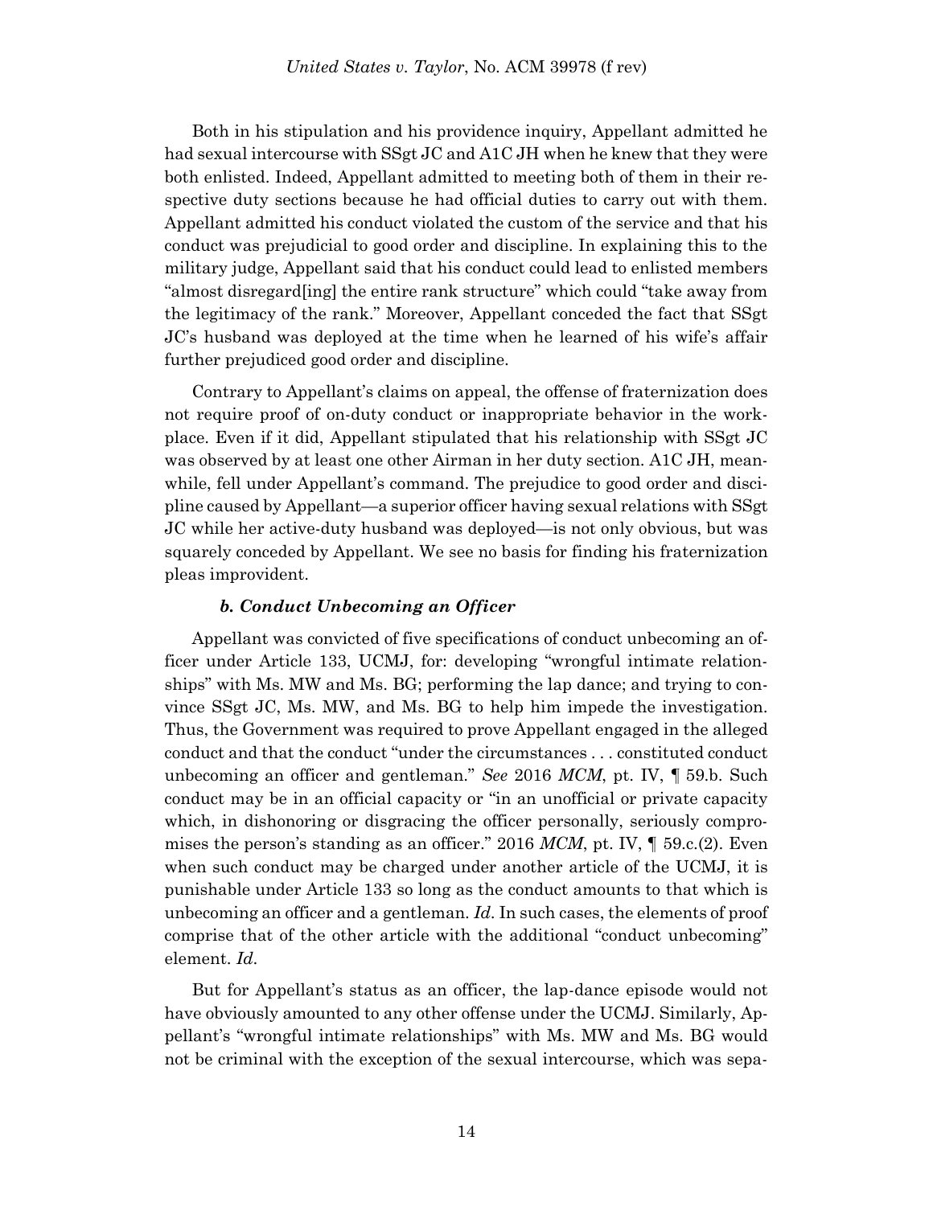Both in his stipulation and his providence inquiry, Appellant admitted he had sexual intercourse with SSgt JC and A1C JH when he knew that they were both enlisted. Indeed, Appellant admitted to meeting both of them in their respective duty sections because he had official duties to carry out with them. Appellant admitted his conduct violated the custom of the service and that his conduct was prejudicial to good order and discipline. In explaining this to the military judge, Appellant said that his conduct could lead to enlisted members "almost disregard[ing] the entire rank structure" which could "take away from the legitimacy of the rank." Moreover, Appellant conceded the fact that SSgt JC's husband was deployed at the time when he learned of his wife's affair further prejudiced good order and discipline.

Contrary to Appellant's claims on appeal, the offense of fraternization does not require proof of on-duty conduct or inappropriate behavior in the workplace. Even if it did, Appellant stipulated that his relationship with SSgt JC was observed by at least one other Airman in her duty section. A1C JH, meanwhile, fell under Appellant's command. The prejudice to good order and discipline caused by Appellant—a superior officer having sexual relations with SSgt JC while her active-duty husband was deployed—is not only obvious, but was squarely conceded by Appellant. We see no basis for finding his fraternization pleas improvident.

#### *b. Conduct Unbecoming an Officer*

Appellant was convicted of five specifications of conduct unbecoming an officer under Article 133, UCMJ, for: developing "wrongful intimate relationships" with Ms. MW and Ms. BG; performing the lap dance; and trying to convince SSgt JC, Ms. MW, and Ms. BG to help him impede the investigation. Thus, the Government was required to prove Appellant engaged in the alleged conduct and that the conduct "under the circumstances . . . constituted conduct unbecoming an officer and gentleman." *See* 2016 *MCM*, pt. IV, ¶ 59.b. Such conduct may be in an official capacity or "in an unofficial or private capacity which, in dishonoring or disgracing the officer personally, seriously compromises the person's standing as an officer." 2016 *MCM*, pt. IV, ¶ 59.c.(2). Even when such conduct may be charged under another article of the UCMJ, it is punishable under Article 133 so long as the conduct amounts to that which is unbecoming an officer and a gentleman. *Id*. In such cases, the elements of proof comprise that of the other article with the additional "conduct unbecoming" element. *Id*.

But for Appellant's status as an officer, the lap-dance episode would not have obviously amounted to any other offense under the UCMJ. Similarly, Appellant's "wrongful intimate relationships" with Ms. MW and Ms. BG would not be criminal with the exception of the sexual intercourse, which was sepa-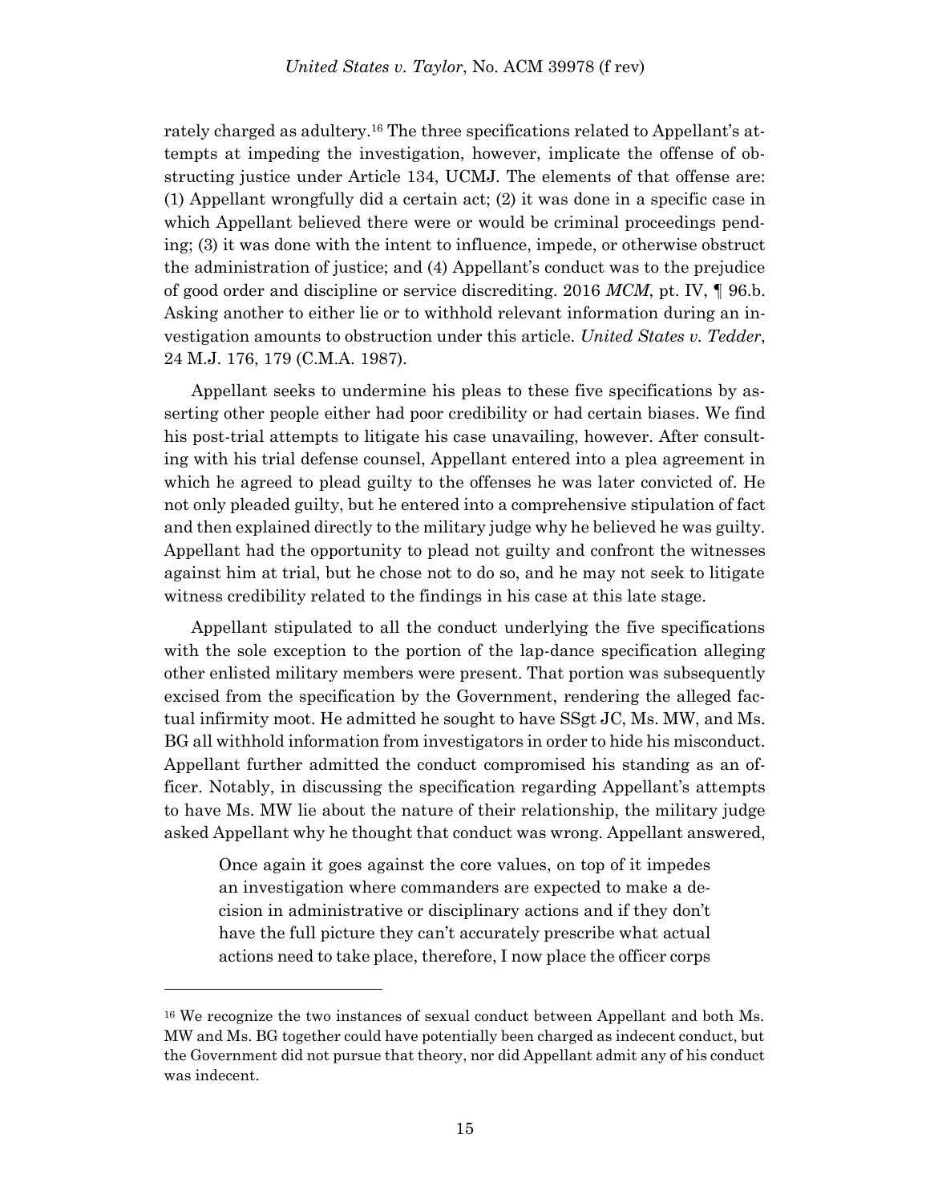rately charged as adultery.[16] The three specifications related to Appellant's attempts at impeding the investigation, however, implicate the offense of obstructing justice under Article 134, UCMJ. The elements of that offense are: (1) Appellant wrongfully did a certain act; (2) it was done in a specific case in which Appellant believed there were or would be criminal proceedings pending; (3) it was done with the intent to influence, impede, or otherwise obstruct the administration of justice; and (4) Appellant's conduct was to the prejudice of good order and discipline or service discrediting. 2016 *MCM*, pt. IV, ¶ 96.b. Asking another to either lie or to withhold relevant information during an investigation amounts to obstruction under this article. *United States v. Tedder*, 24 M.J. 176, 179 (C.M.A. 1987).

Appellant seeks to undermine his pleas to these five specifications by asserting other people either had poor credibility or had certain biases. We find his post-trial attempts to litigate his case unavailing, however. After consulting with his trial defense counsel, Appellant entered into a plea agreement in which he agreed to plead guilty to the offenses he was later convicted of. He not only pleaded guilty, but he entered into a comprehensive stipulation of fact and then explained directly to the military judge why he believed he was guilty. Appellant had the opportunity to plead not guilty and confront the witnesses against him at trial, but he chose not to do so, and he may not seek to litigate witness credibility related to the findings in his case at this late stage.

Appellant stipulated to all the conduct underlying the five specifications with the sole exception to the portion of the lap-dance specification alleging other enlisted military members were present. That portion was subsequently excised from the specification by the Government, rendering the alleged factual infirmity moot. He admitted he sought to have SSgt JC, Ms. MW, and Ms. BG all withhold information from investigators in order to hide his misconduct. Appellant further admitted the conduct compromised his standing as an officer. Notably, in discussing the specification regarding Appellant's attempts to have Ms. MW lie about the nature of their relationship, the military judge asked Appellant why he thought that conduct was wrong. Appellant answered,

> Once again it goes against the core values, on top of it impedes an investigation where commanders are expected to make a decision in administrative or disciplinary actions and if they don't have the full picture they can't accurately prescribe what actual actions need to take place, therefore, I now place the officer corps

---

[16] We recognize the two instances of sexual conduct between Appellant and both Ms. MW and Ms. BG together could have potentially been charged as indecent conduct, but the Government did not pursue that theory, nor did Appellant admit any of his conduct was indecent.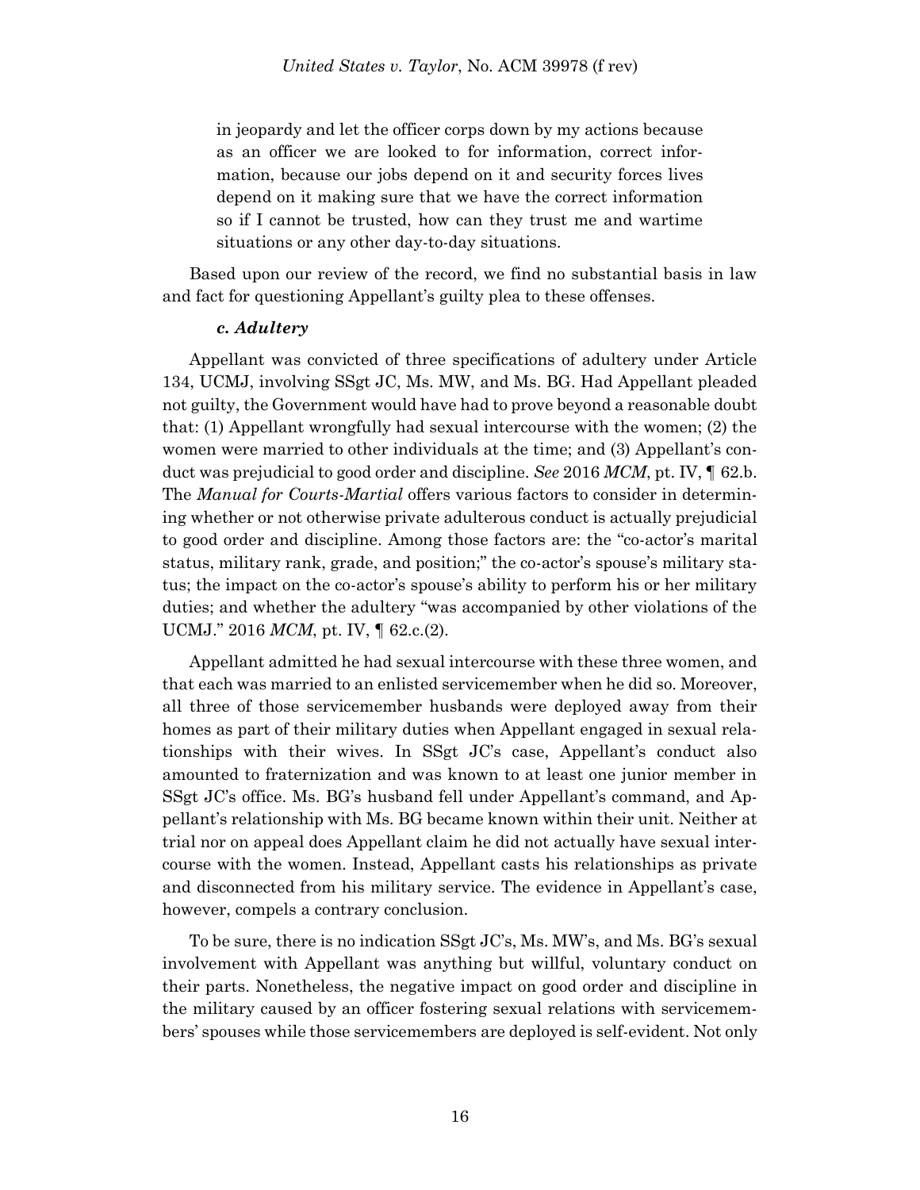> in jeopardy and let the officer corps down by my actions because as an officer we are looked to for information, correct information, because our jobs depend on it and security forces lives depend on it making sure that we have the correct information so if I cannot be trusted, how can they trust me and wartime situations or any other day-to-day situations.

Based upon our review of the record, we find no substantial basis in law and fact for questioning Appellant's guilty plea to these offenses.

#### *c. Adultery*

Appellant was convicted of three specifications of adultery under Article 134, UCMJ, involving SSgt JC, Ms. MW, and Ms. BG. Had Appellant pleaded not guilty, the Government would have had to prove beyond a reasonable doubt that: (1) Appellant wrongfully had sexual intercourse with the women; (2) the women were married to other individuals at the time; and (3) Appellant's conduct was prejudicial to good order and discipline. *See* 2016 *MCM*, pt. IV, ¶ 62.b. The *Manual for Courts-Martial* offers various factors to consider in determining whether or not otherwise private adulterous conduct is actually prejudicial to good order and discipline. Among those factors are: the "co-actor's marital status, military rank, grade, and position;" the co-actor's spouse's military status; the impact on the co-actor's spouse's ability to perform his or her military duties; and whether the adultery "was accompanied by other violations of the UCMJ." 2016 *MCM*, pt. IV, ¶ 62.c.(2).

Appellant admitted he had sexual intercourse with these three women, and that each was married to an enlisted servicemember when he did so. Moreover, all three of those servicemember husbands were deployed away from their homes as part of their military duties when Appellant engaged in sexual relationships with their wives. In SSgt JC's case, Appellant's conduct also amounted to fraternization and was known to at least one junior member in SSgt JC's office. Ms. BG's husband fell under Appellant's command, and Appellant's relationship with Ms. BG became known within their unit. Neither at trial nor on appeal does Appellant claim he did not actually have sexual intercourse with the women. Instead, Appellant casts his relationships as private and disconnected from his military service. The evidence in Appellant's case, however, compels a contrary conclusion.

To be sure, there is no indication SSgt JC's, Ms. MW's, and Ms. BG's sexual involvement with Appellant was anything but willful, voluntary conduct on their parts. Nonetheless, the negative impact on good order and discipline in the military caused by an officer fostering sexual relations with servicemembers' spouses while those servicemembers are deployed is self-evident. Not only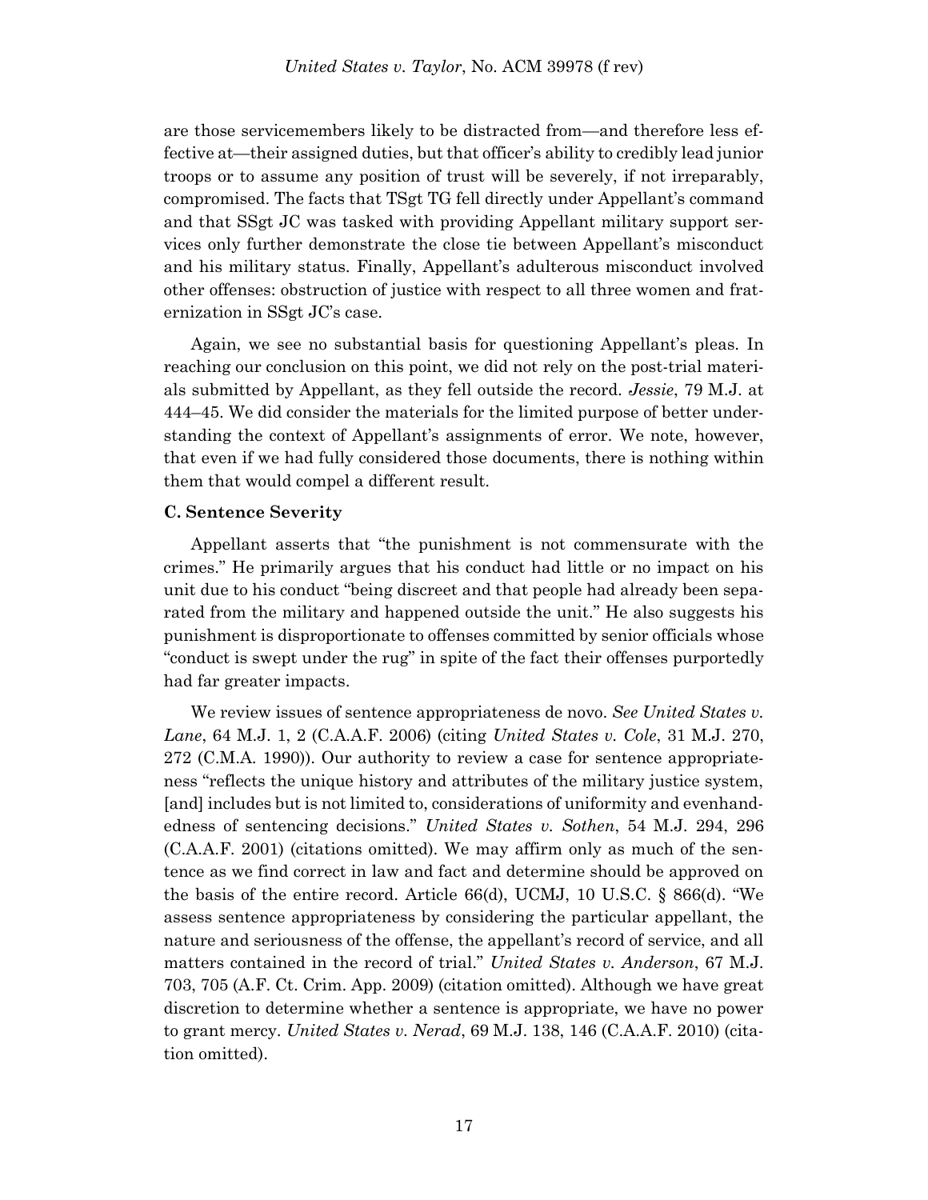are those servicemembers likely to be distracted from—and therefore less effective at—their assigned duties, but that officer's ability to credibly lead junior troops or to assume any position of trust will be severely, if not irreparably, compromised. The facts that TSgt TG fell directly under Appellant's command and that SSgt JC was tasked with providing Appellant military support services only further demonstrate the close tie between Appellant's misconduct and his military status. Finally, Appellant's adulterous misconduct involved other offenses: obstruction of justice with respect to all three women and fraternization in SSgt JC's case.

Again, we see no substantial basis for questioning Appellant's pleas. In reaching our conclusion on this point, we did not rely on the post-trial materials submitted by Appellant, as they fell outside the record. *Jessie*, 79 M.J. at 444–45. We did consider the materials for the limited purpose of better understanding the context of Appellant's assignments of error. We note, however, that even if we had fully considered those documents, there is nothing within them that would compel a different result.

### C. Sentence Severity

Appellant asserts that "the punishment is not commensurate with the crimes." He primarily argues that his conduct had little or no impact on his unit due to his conduct "being discreet and that people had already been separated from the military and happened outside the unit." He also suggests his punishment is disproportionate to offenses committed by senior officials whose "conduct is swept under the rug" in spite of the fact their offenses purportedly had far greater impacts.

We review issues of sentence appropriateness de novo. *See United States v. Lane*, 64 M.J. 1, 2 (C.A.A.F. 2006) (citing *United States v. Cole*, 31 M.J. 270, 272 (C.M.A. 1990)). Our authority to review a case for sentence appropriateness "reflects the unique history and attributes of the military justice system, [and] includes but is not limited to, considerations of uniformity and evenhandedness of sentencing decisions." *United States v. Sothen*, 54 M.J. 294, 296 (C.A.A.F. 2001) (citations omitted). We may affirm only as much of the sentence as we find correct in law and fact and determine should be approved on the basis of the entire record. Article 66(d), UCMJ, 10 U.S.C. § 866(d). "We assess sentence appropriateness by considering the particular appellant, the nature and seriousness of the offense, the appellant's record of service, and all matters contained in the record of trial." *United States v. Anderson*, 67 M.J. 703, 705 (A.F. Ct. Crim. App. 2009) (citation omitted). Although we have great discretion to determine whether a sentence is appropriate, we have no power to grant mercy. *United States v. Nerad*, 69 M.J. 138, 146 (C.A.A.F. 2010) (citation omitted).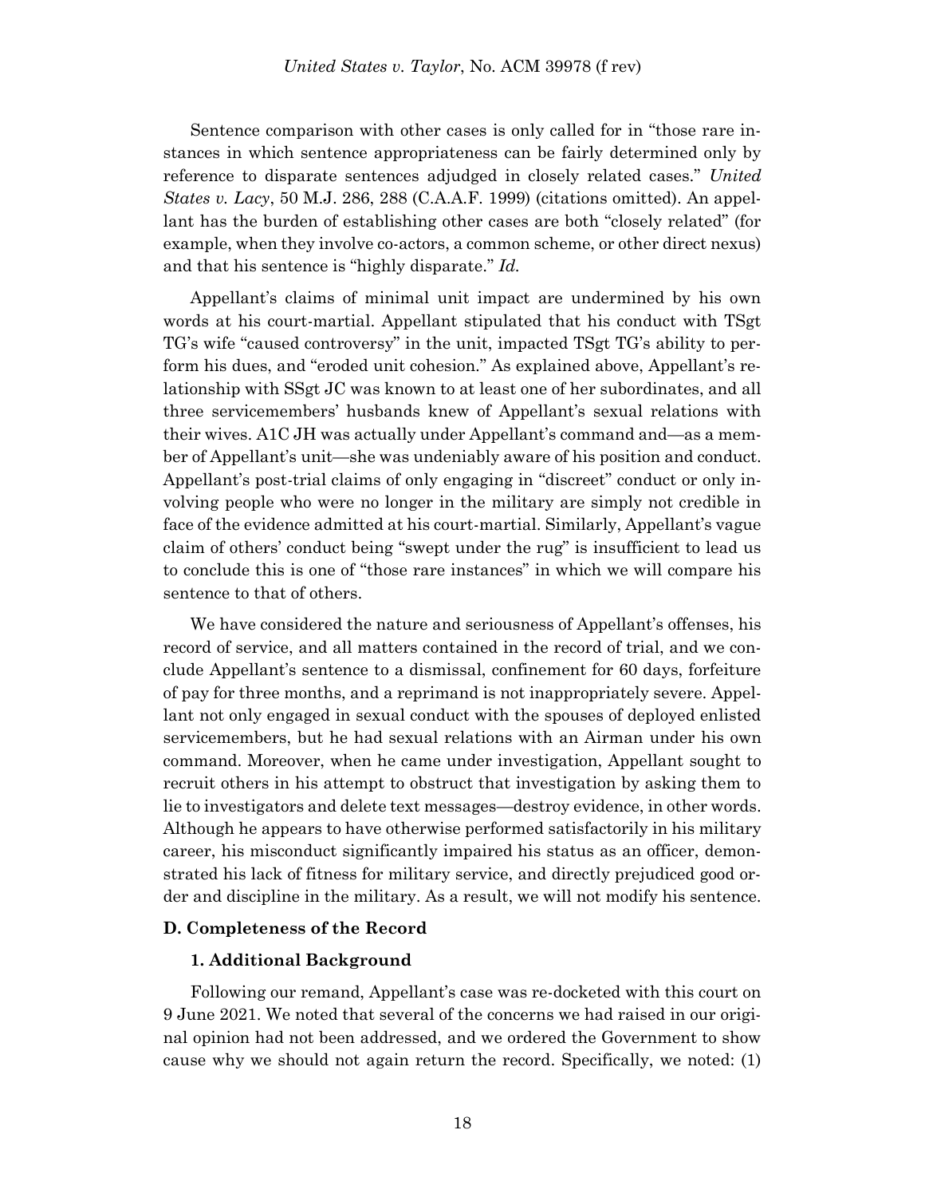Sentence comparison with other cases is only called for in "those rare instances in which sentence appropriateness can be fairly determined only by reference to disparate sentences adjudged in closely related cases." *United States v. Lacy*, 50 M.J. 286, 288 (C.A.A.F. 1999) (citations omitted). An appellant has the burden of establishing other cases are both "closely related" (for example, when they involve co-actors, a common scheme, or other direct nexus) and that his sentence is "highly disparate." *Id.*

Appellant's claims of minimal unit impact are undermined by his own words at his court-martial. Appellant stipulated that his conduct with TSgt TG's wife "caused controversy" in the unit, impacted TSgt TG's ability to perform his dues, and "eroded unit cohesion." As explained above, Appellant's relationship with SSgt JC was known to at least one of her subordinates, and all three servicemembers' husbands knew of Appellant's sexual relations with their wives. A1C JH was actually under Appellant's command and—as a member of Appellant's unit—she was undeniably aware of his position and conduct. Appellant's post-trial claims of only engaging in "discreet" conduct or only involving people who were no longer in the military are simply not credible in face of the evidence admitted at his court-martial. Similarly, Appellant's vague claim of others' conduct being "swept under the rug" is insufficient to lead us to conclude this is one of "those rare instances" in which we will compare his sentence to that of others.

We have considered the nature and seriousness of Appellant's offenses, his record of service, and all matters contained in the record of trial, and we conclude Appellant's sentence to a dismissal, confinement for 60 days, forfeiture of pay for three months, and a reprimand is not inappropriately severe. Appellant not only engaged in sexual conduct with the spouses of deployed enlisted servicemembers, but he had sexual relations with an Airman under his own command. Moreover, when he came under investigation, Appellant sought to recruit others in his attempt to obstruct that investigation by asking them to lie to investigators and delete text messages—destroy evidence, in other words. Although he appears to have otherwise performed satisfactorily in his military career, his misconduct significantly impaired his status as an officer, demonstrated his lack of fitness for military service, and directly prejudiced good order and discipline in the military. As a result, we will not modify his sentence.

### D. Completeness of the Record

#### 1. Additional Background

Following our remand, Appellant's case was re-docketed with this court on 9 June 2021. We noted that several of the concerns we had raised in our original opinion had not been addressed, and we ordered the Government to show cause why we should not again return the record. Specifically, we noted: (1)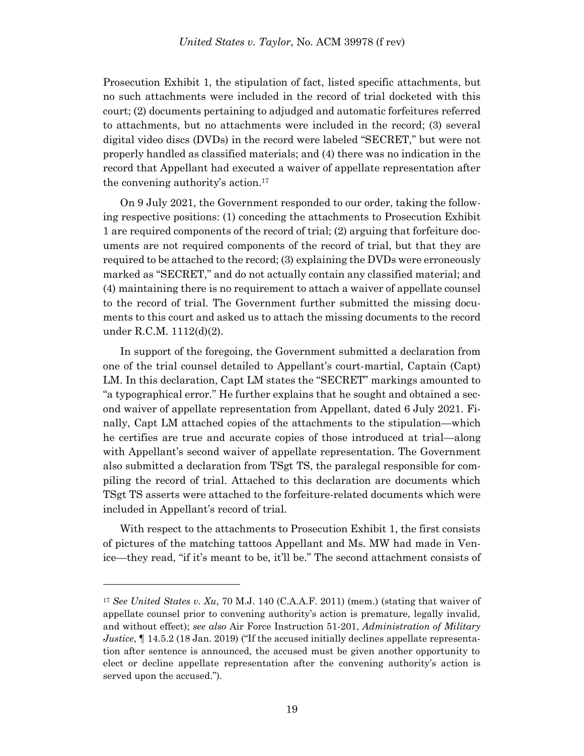Prosecution Exhibit 1, the stipulation of fact, listed specific attachments, but no such attachments were included in the record of trial docketed with this court; (2) documents pertaining to adjudged and automatic forfeitures referred to attachments, but no attachments were included in the record; (3) several digital video discs (DVDs) in the record were labeled "SECRET," but were not properly handled as classified materials; and (4) there was no indication in the record that Appellant had executed a waiver of appellate representation after the convening authority's action.[17]

On 9 July 2021, the Government responded to our order, taking the following respective positions: (1) conceding the attachments to Prosecution Exhibit 1 are required components of the record of trial; (2) arguing that forfeiture documents are not required components of the record of trial, but that they are required to be attached to the record; (3) explaining the DVDs were erroneously marked as "SECRET," and do not actually contain any classified material; and (4) maintaining there is no requirement to attach a waiver of appellate counsel to the record of trial. The Government further submitted the missing documents to this court and asked us to attach the missing documents to the record under R.C.M. 1112(d)(2).

In support of the foregoing, the Government submitted a declaration from one of the trial counsel detailed to Appellant's court-martial, Captain (Capt) LM. In this declaration, Capt LM states the "SECRET" markings amounted to "a typographical error." He further explains that he sought and obtained a second waiver of appellate representation from Appellant, dated 6 July 2021. Finally, Capt LM attached copies of the attachments to the stipulation—which he certifies are true and accurate copies of those introduced at trial—along with Appellant's second waiver of appellate representation. The Government also submitted a declaration from TSgt TS, the paralegal responsible for compiling the record of trial. Attached to this declaration are documents which TSgt TS asserts were attached to the forfeiture-related documents which were included in Appellant's record of trial.

With respect to the attachments to Prosecution Exhibit 1, the first consists of pictures of the matching tattoos Appellant and Ms. MW had made in Venice—they read, "if it's meant to be, it'll be." The second attachment consists of

---

[17] *See United States v. Xu*, 70 M.J. 140 (C.A.A.F. 2011) (mem.) (stating that waiver of appellate counsel prior to convening authority's action is premature, legally invalid, and without effect); *see also* Air Force Instruction 51-201, *Administration of Military Justice*, ¶ 14.5.2 (18 Jan. 2019) ("If the accused initially declines appellate representation after sentence is announced, the accused must be given another opportunity to elect or decline appellate representation after the convening authority's action is served upon the accused.").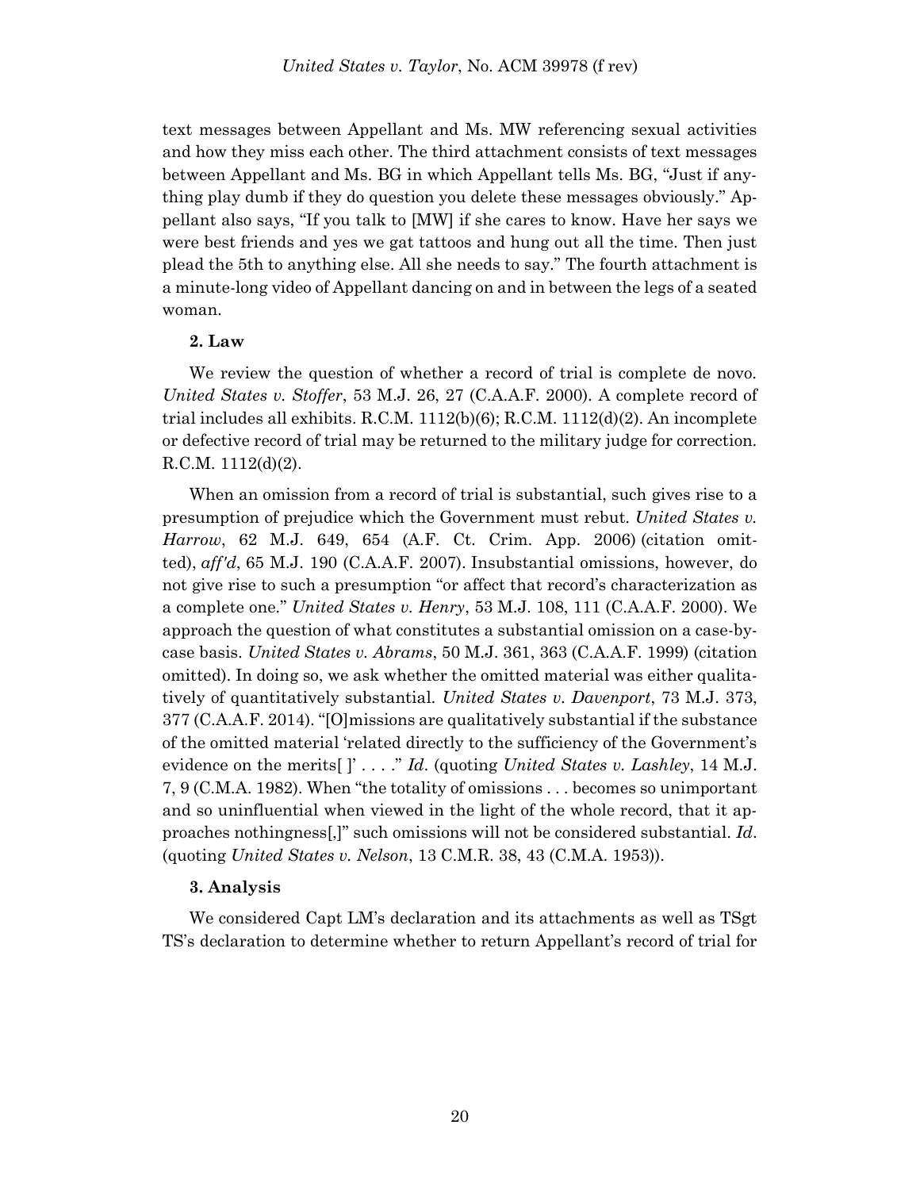text messages between Appellant and Ms. MW referencing sexual activities and how they miss each other. The third attachment consists of text messages between Appellant and Ms. BG in which Appellant tells Ms. BG, "Just if anything play dumb if they do question you delete these messages obviously." Appellant also says, "If you talk to [MW] if she cares to know. Have her says we were best friends and yes we gat tattoos and hung out all the time. Then just plead the 5th to anything else. All she needs to say." The fourth attachment is a minute-long video of Appellant dancing on and in between the legs of a seated woman.

**2. Law**

We review the question of whether a record of trial is complete de novo. *United States v. Stoffer*, 53 M.J. 26, 27 (C.A.A.F. 2000). A complete record of trial includes all exhibits. R.C.M. 1112(b)(6); R.C.M. 1112(d)(2). An incomplete or defective record of trial may be returned to the military judge for correction. R.C.M. 1112(d)(2).

When an omission from a record of trial is substantial, such gives rise to a presumption of prejudice which the Government must rebut. *United States v. Harrow*, 62 M.J. 649, 654 (A.F. Ct. Crim. App. 2006) (citation omitted), *aff'd*, 65 M.J. 190 (C.A.A.F. 2007). Insubstantial omissions, however, do not give rise to such a presumption "or affect that record's characterization as a complete one." *United States v. Henry*, 53 M.J. 108, 111 (C.A.A.F. 2000). We approach the question of what constitutes a substantial omission on a case-by-case basis. *United States v. Abrams*, 50 M.J. 361, 363 (C.A.A.F. 1999) (citation omitted). In doing so, we ask whether the omitted material was either qualitatively of quantitatively substantial. *United States v. Davenport*, 73 M.J. 373, 377 (C.A.A.F. 2014). "[O]missions are qualitatively substantial if the substance of the omitted material 'related directly to the sufficiency of the Government's evidence on the merits[ ]' . . . ." *Id.* (quoting *United States v. Lashley*, 14 M.J. 7, 9 (C.M.A. 1982). When "the totality of omissions . . . becomes so unimportant and so uninfluential when viewed in the light of the whole record, that it approaches nothingness[,]" such omissions will not be considered substantial. *Id.* (quoting *United States v. Nelson*, 13 C.M.R. 38, 43 (C.M.A. 1953)).

**3. Analysis**

We considered Capt LM's declaration and its attachments as well as TSgt TS's declaration to determine whether to return Appellant's record of trial for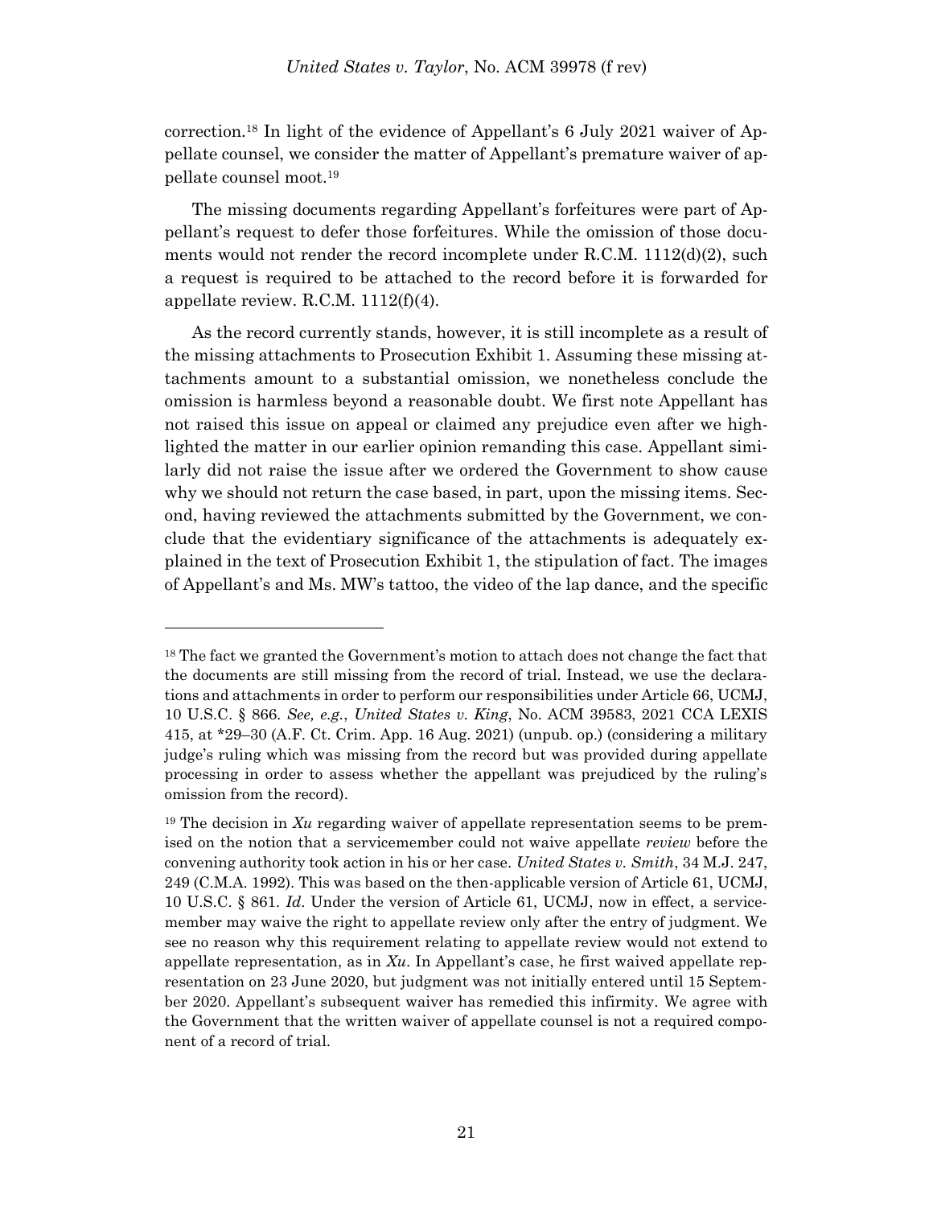correction.[18] In light of the evidence of Appellant's 6 July 2021 waiver of Appellate counsel, we consider the matter of Appellant's premature waiver of appellate counsel moot.[19]

The missing documents regarding Appellant's forfeitures were part of Appellant's request to defer those forfeitures. While the omission of those documents would not render the record incomplete under R.C.M. 1112(d)(2), such a request is required to be attached to the record before it is forwarded for appellate review. R.C.M. 1112(f)(4).

As the record currently stands, however, it is still incomplete as a result of the missing attachments to Prosecution Exhibit 1. Assuming these missing attachments amount to a substantial omission, we nonetheless conclude the omission is harmless beyond a reasonable doubt. We first note Appellant has not raised this issue on appeal or claimed any prejudice even after we highlighted the matter in our earlier opinion remanding this case. Appellant similarly did not raise the issue after we ordered the Government to show cause why we should not return the case based, in part, upon the missing items. Second, having reviewed the attachments submitted by the Government, we conclude that the evidentiary significance of the attachments is adequately explained in the text of Prosecution Exhibit 1, the stipulation of fact. The images of Appellant's and Ms. MW's tattoo, the video of the lap dance, and the specific

---

[18] The fact we granted the Government's motion to attach does not change the fact that the documents are still missing from the record of trial. Instead, we use the declarations and attachments in order to perform our responsibilities under Article 66, UCMJ, 10 U.S.C. § 866. *See, e.g.*, *United States v. King*, No. ACM 39583, 2021 CCA LEXIS 415, at *29–30 (A.F. Ct. Crim. App. 16 Aug. 2021) (unpub. op.) (considering a military judge's ruling which was missing from the record but was provided during appellate processing in order to assess whether the appellant was prejudiced by the ruling's omission from the record).

[19] The decision in *Xu* regarding waiver of appellate representation seems to be premised on the notion that a servicemember could not waive appellate *review* before the convening authority took action in his or her case. *United States v. Smith*, 34 M.J. 247, 249 (C.M.A. 1992). This was based on the then-applicable version of Article 61, UCMJ, 10 U.S.C. § 861. *Id*. Under the version of Article 61, UCMJ, now in effect, a servicemember may waive the right to appellate review only after the entry of judgment. We see no reason why this requirement relating to appellate review would not extend to appellate representation, as in *Xu*. In Appellant's case, he first waived appellate representation on 23 June 2020, but judgment was not initially entered until 15 September 2020. Appellant's subsequent waiver has remedied this infirmity. We agree with the Government that the written waiver of appellate counsel is not a required component of a record of trial.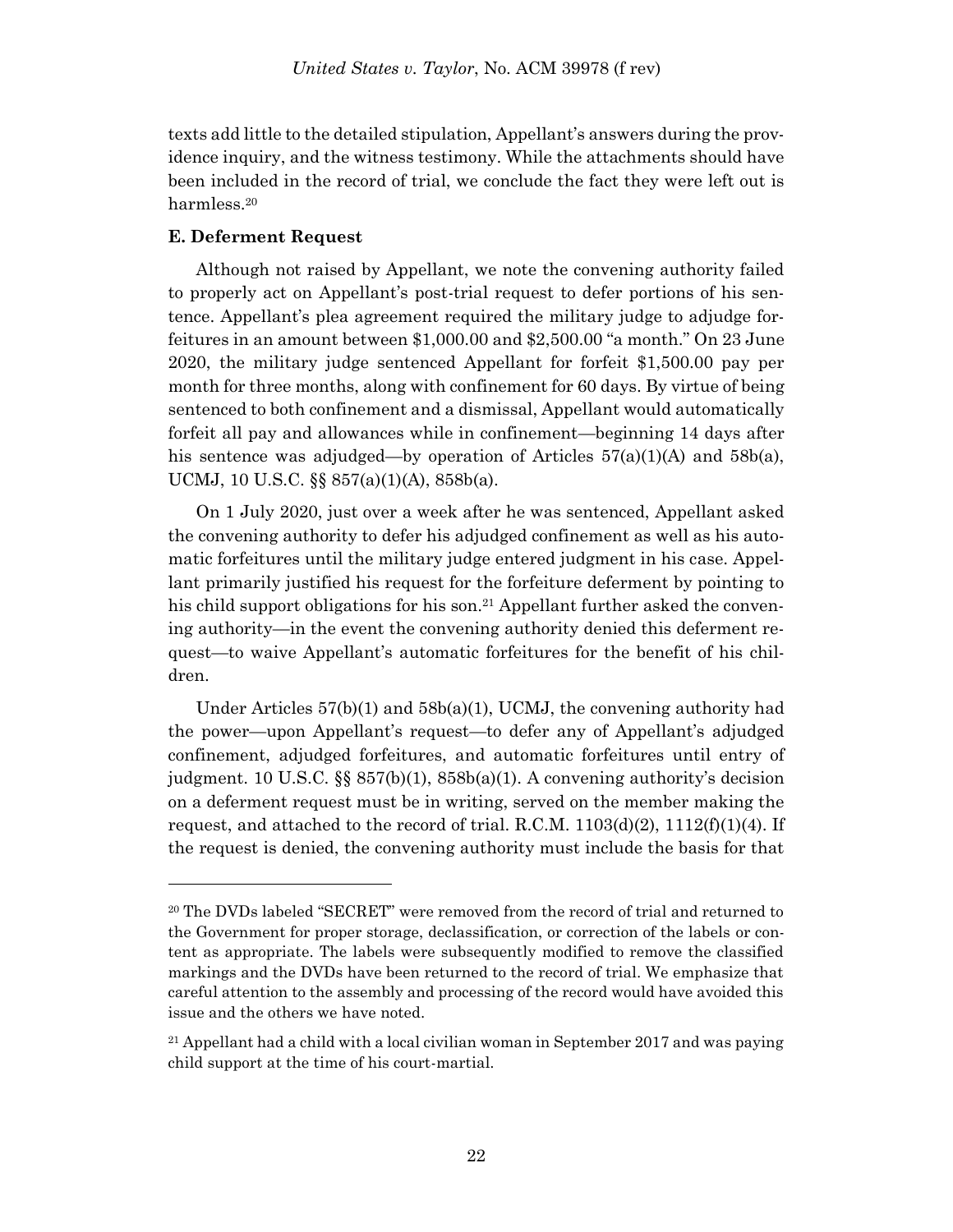texts add little to the detailed stipulation, Appellant's answers during the providence inquiry, and the witness testimony. While the attachments should have been included in the record of trial, we conclude the fact they were left out is harmless.[20]

**E. Deferment Request**

Although not raised by Appellant, we note the convening authority failed to properly act on Appellant's post-trial request to defer portions of his sentence. Appellant's plea agreement required the military judge to adjudge forfeitures in an amount between $1,000.00 and $2,500.00 "a month." On 23 June 2020, the military judge sentenced Appellant for forfeit $1,500.00 pay per month for three months, along with confinement for 60 days. By virtue of being sentenced to both confinement and a dismissal, Appellant would automatically forfeit all pay and allowances while in confinement—beginning 14 days after his sentence was adjudged—by operation of Articles 57(a)(1)(A) and 58b(a), UCMJ, 10 U.S.C. §§ 857(a)(1)(A), 858b(a).

On 1 July 2020, just over a week after he was sentenced, Appellant asked the convening authority to defer his adjudged confinement as well as his automatic forfeitures until the military judge entered judgment in his case. Appellant primarily justified his request for the forfeiture deferment by pointing to his child support obligations for his son.[21] Appellant further asked the convening authority—in the event the convening authority denied this deferment request—to waive Appellant's automatic forfeitures for the benefit of his children.

Under Articles 57(b)(1) and 58b(a)(1), UCMJ, the convening authority had the power—upon Appellant's request—to defer any of Appellant's adjudged confinement, adjudged forfeitures, and automatic forfeitures until entry of judgment. 10 U.S.C. §§ 857(b)(1), 858b(a)(1). A convening authority's decision on a deferment request must be in writing, served on the member making the request, and attached to the record of trial. R.C.M. 1103(d)(2), 1112(f)(1)(4). If the request is denied, the convening authority must include the basis for that

---

[20] The DVDs labeled "SECRET" were removed from the record of trial and returned to the Government for proper storage, declassification, or correction of the labels or content as appropriate. The labels were subsequently modified to remove the classified markings and the DVDs have been returned to the record of trial. We emphasize that careful attention to the assembly and processing of the record would have avoided this issue and the others we have noted.

[21] Appellant had a child with a local civilian woman in September 2017 and was paying child support at the time of his court-martial.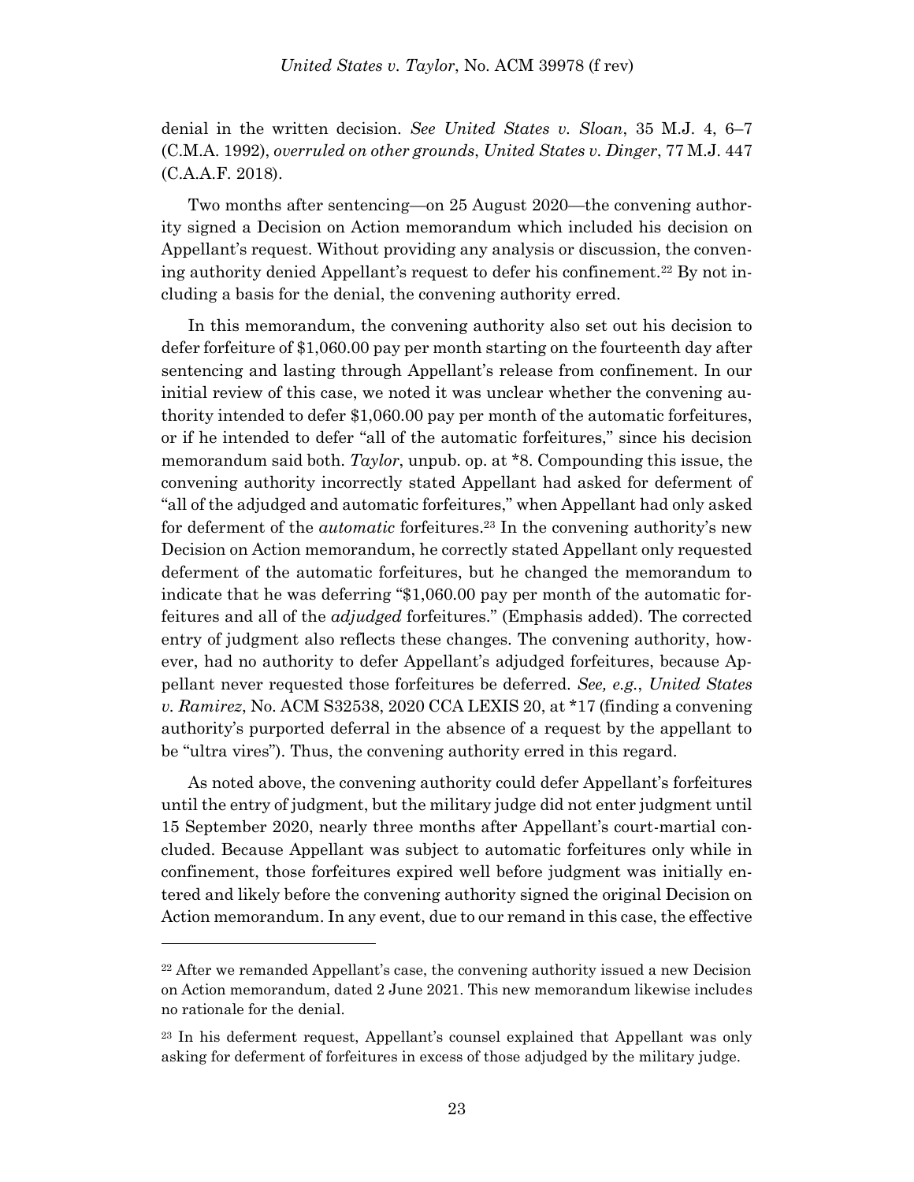denial in the written decision. *See United States v. Sloan*, 35 M.J. 4, 6–7 (C.M.A. 1992), *overruled on other grounds*, *United States v. Dinger*, 77 M.J. 447 (C.A.A.F. 2018).

Two months after sentencing—on 25 August 2020—the convening authority signed a Decision on Action memorandum which included his decision on Appellant's request. Without providing any analysis or discussion, the convening authority denied Appellant's request to defer his confinement.[22] By not including a basis for the denial, the convening authority erred.

In this memorandum, the convening authority also set out his decision to defer forfeiture of $1,060.00 pay per month starting on the fourteenth day after sentencing and lasting through Appellant's release from confinement. In our initial review of this case, we noted it was unclear whether the convening authority intended to defer $1,060.00 pay per month of the automatic forfeitures, or if he intended to defer "all of the automatic forfeitures," since his decision memorandum said both. *Taylor*, unpub. op. at *8. Compounding this issue, the convening authority incorrectly stated Appellant had asked for deferment of "all of the adjudged and automatic forfeitures," when Appellant had only asked for deferment of the *automatic* forfeitures.[23] In the convening authority's new Decision on Action memorandum, he correctly stated Appellant only requested deferment of the automatic forfeitures, but he changed the memorandum to indicate that he was deferring "$1,060.00 pay per month of the automatic forfeitures and all of the *adjudged* forfeitures." (Emphasis added). The corrected entry of judgment also reflects these changes. The convening authority, however, had no authority to defer Appellant's adjudged forfeitures, because Appellant never requested those forfeitures be deferred. *See, e.g.*, *United States v. Ramirez*, No. ACM S32538, 2020 CCA LEXIS 20, at *17 (finding a convening authority's purported deferral in the absence of a request by the appellant to be "ultra vires"). Thus, the convening authority erred in this regard.

As noted above, the convening authority could defer Appellant's forfeitures until the entry of judgment, but the military judge did not enter judgment until 15 September 2020, nearly three months after Appellant's court-martial concluded. Because Appellant was subject to automatic forfeitures only while in confinement, those forfeitures expired well before judgment was initially entered and likely before the convening authority signed the original Decision on Action memorandum. In any event, due to our remand in this case, the effective

---

[22] After we remanded Appellant's case, the convening authority issued a new Decision on Action memorandum, dated 2 June 2021. This new memorandum likewise includes no rationale for the denial.

[23] In his deferment request, Appellant's counsel explained that Appellant was only asking for deferment of forfeitures in excess of those adjudged by the military judge.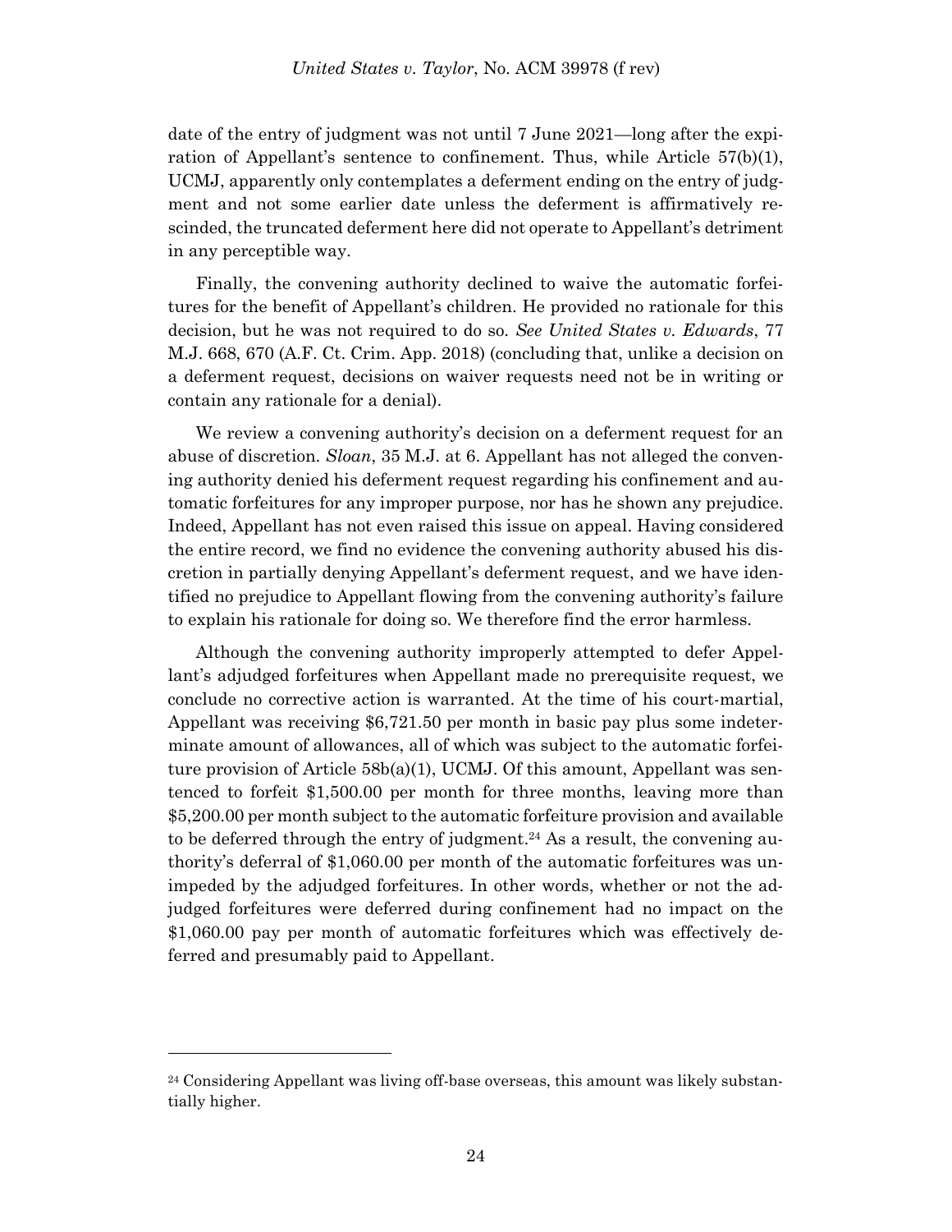date of the entry of judgment was not until 7 June 2021—long after the expiration of Appellant's sentence to confinement. Thus, while Article 57(b)(1), UCMJ, apparently only contemplates a deferment ending on the entry of judgment and not some earlier date unless the deferment is affirmatively rescinded, the truncated deferment here did not operate to Appellant's detriment in any perceptible way.

Finally, the convening authority declined to waive the automatic forfeitures for the benefit of Appellant's children. He provided no rationale for this decision, but he was not required to do so. *See United States v. Edwards*, 77 M.J. 668, 670 (A.F. Ct. Crim. App. 2018) (concluding that, unlike a decision on a deferment request, decisions on waiver requests need not be in writing or contain any rationale for a denial).

We review a convening authority's decision on a deferment request for an abuse of discretion. *Sloan*, 35 M.J. at 6. Appellant has not alleged the convening authority denied his deferment request regarding his confinement and automatic forfeitures for any improper purpose, nor has he shown any prejudice. Indeed, Appellant has not even raised this issue on appeal. Having considered the entire record, we find no evidence the convening authority abused his discretion in partially denying Appellant's deferment request, and we have identified no prejudice to Appellant flowing from the convening authority's failure to explain his rationale for doing so. We therefore find the error harmless.

Although the convening authority improperly attempted to defer Appellant's adjudged forfeitures when Appellant made no prerequisite request, we conclude no corrective action is warranted. At the time of his court-martial, Appellant was receiving $6,721.50 per month in basic pay plus some indeterminate amount of allowances, all of which was subject to the automatic forfeiture provision of Article 58b(a)(1), UCMJ. Of this amount, Appellant was sentenced to forfeit $1,500.00 per month for three months, leaving more than $5,200.00 per month subject to the automatic forfeiture provision and available to be deferred through the entry of judgment.[24] As a result, the convening authority's deferral of $1,060.00 per month of the automatic forfeitures was unimpeded by the adjudged forfeitures. In other words, whether or not the adjudged forfeitures were deferred during confinement had no impact on the $1,060.00 pay per month of automatic forfeitures which was effectively deferred and presumably paid to Appellant.

---

[24] Considering Appellant was living off-base overseas, this amount was likely substantially higher.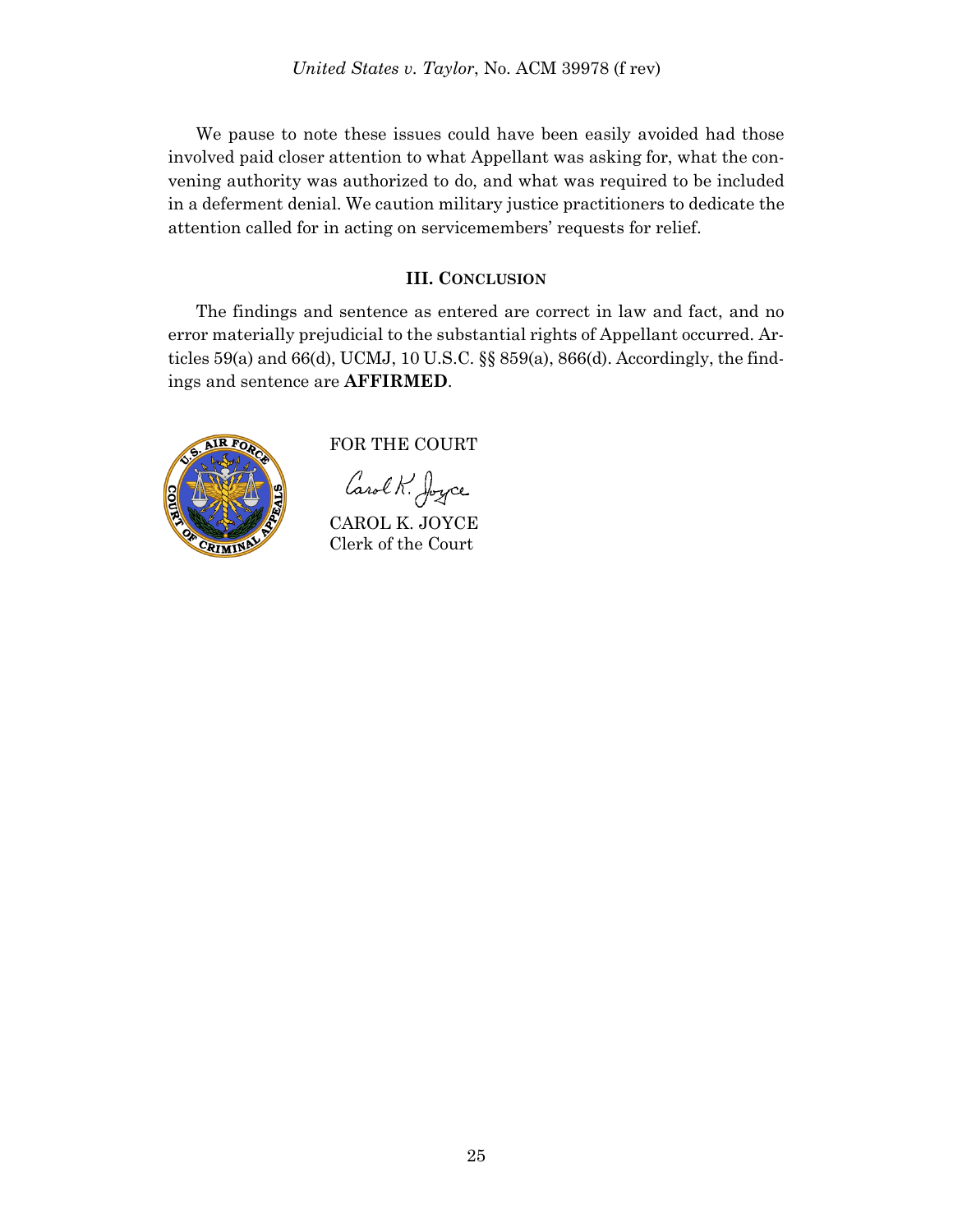We pause to note these issues could have been easily avoided had those involved paid closer attention to what Appellant was asking for, what the convening authority was authorized to do, and what was required to be included in a deferment denial. We caution military justice practitioners to dedicate the attention called for in acting on servicemembers' requests for relief.

## III. Conclusion

The findings and sentence as entered are correct in law and fact, and no error materially prejudicial to the substantial rights of Appellant occurred. Articles 59(a) and 66(d), UCMJ, 10 U.S.C. §§ 859(a), 866(d). Accordingly, the findings and sentence are **AFFIRMED**.

FOR THE COURT

Carol K. Joyce

CAROL K. JOYCE
Clerk of the Court